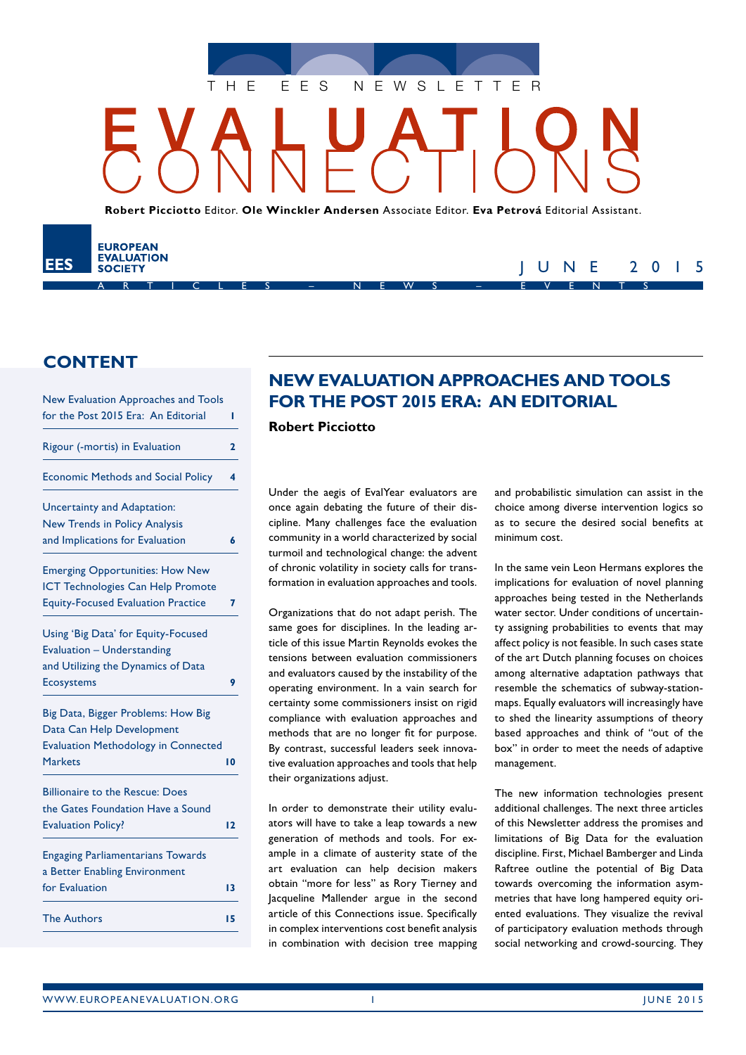THE EES NEWSLETTER

# EVALUATION CONNECTIONS

**Robert Picciotto** Editor. **Ole Winckler Andersen** Associate Editor. **Eva Petrová** Editorial Assistant.

EES EUROPEAN EVALUATION SOCIETY

ARTICLES – NEWS – EVENTS

JUNE 2015

## CONTENT

| | |
|---|---|
| New Evaluation Approaches and Tools for the Post 2015 Era: An Editorial | 1 |
| Rigour (-mortis) in Evaluation | 2 |
| Economic Methods and Social Policy | 4 |
| Uncertainty and Adaptation: New Trends in Policy Analysis and Implications for Evaluation | 6 |
| Emerging Opportunities: How New ICT Technologies Can Help Promote Equity-Focused Evaluation Practice | 7 |
| Using 'Big Data' for Equity-Focused Evaluation – Understanding and Utilizing the Dynamics of Data Ecosystems | 9 |
| Big Data, Bigger Problems: How Big Data Can Help Development Evaluation Methodology in Connected Markets | 10 |
| Billionaire to the Rescue: Does the Gates Foundation Have a Sound Evaluation Policy? | 12 |
| Engaging Parliamentarians Towards a Better Enabling Environment for Evaluation | 13 |
| The Authors | 15 |

## NEW EVALUATION APPROACHES AND TOOLS FOR THE POST 2015 ERA: AN EDITORIAL

**Robert Picciotto**

Under the aegis of EvalYear evaluators are once again debating the future of their discipline. Many challenges face the evaluation community in a world characterized by social turmoil and technological change: the advent of chronic volatility in society calls for transformation in evaluation approaches and tools.

Organizations that do not adapt perish. The same goes for disciplines. In the leading article of this issue Martin Reynolds evokes the tensions between evaluation commissioners and evaluators caused by the instability of the operating environment. In a vain search for certainty some commissioners insist on rigid compliance with evaluation approaches and methods that are no longer fit for purpose. By contrast, successful leaders seek innovative evaluation approaches and tools that help their organizations adjust.

In order to demonstrate their utility evaluators will have to take a leap towards a new generation of methods and tools. For example in a climate of austerity state of the art evaluation can help decision makers obtain "more for less" as Rory Tierney and Jacqueline Mallender argue in the second article of this Connections issue. Specifically in complex interventions cost benefit analysis in combination with decision tree mapping and probabilistic simulation can assist in the choice among diverse intervention logics so as to secure the desired social benefits at minimum cost.

In the same vein Leon Hermans explores the implications for evaluation of novel planning approaches being tested in the Netherlands water sector. Under conditions of uncertainty assigning probabilities to events that may affect policy is not feasible. In such cases state of the art Dutch planning focuses on choices among alternative adaptation pathways that resemble the schematics of subway-station-maps. Equally evaluators will increasingly have to shed the linearity assumptions of theory based approaches and think of "out of the box" in order to meet the needs of adaptive management.

The new information technologies present additional challenges. The next three articles of this Newsletter address the promises and limitations of Big Data for the evaluation discipline. First, Michael Bamberger and Linda Raftree outline the potential of Big Data towards overcoming the information asymmetries that have long hampered equity oriented evaluations. They visualize the revival of participatory evaluation methods through social networking and crowd-sourcing. They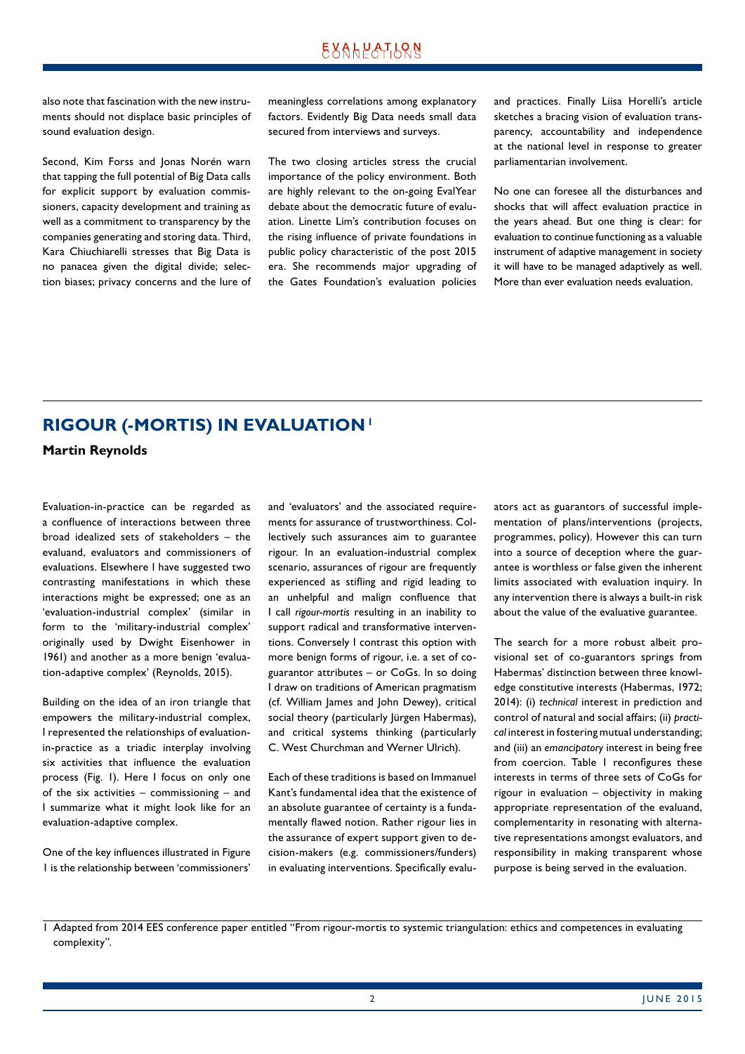also note that fascination with the new instruments should not displace basic principles of sound evaluation design.

Second, Kim Forss and Jonas Norén warn that tapping the full potential of Big Data calls for explicit support by evaluation commissioners, capacity development and training as well as a commitment to transparency by the companies generating and storing data. Third, Kara Chiuchiarelli stresses that Big Data is no panacea given the digital divide; selection biases; privacy concerns and the lure of meaningless correlations among explanatory factors. Evidently Big Data needs small data secured from interviews and surveys.

The two closing articles stress the crucial importance of the policy environment. Both are highly relevant to the on-going EvalYear debate about the democratic future of evaluation. Linette Lim's contribution focuses on the rising influence of private foundations in public policy characteristic of the post 2015 era. She recommends major upgrading of the Gates Foundation's evaluation policies and practices. Finally Liisa Horelli's article sketches a bracing vision of evaluation transparency, accountability and independence at the national level in response to greater parliamentarian involvement.

No one can foresee all the disturbances and shocks that will affect evaluation practice in the years ahead. But one thing is clear: for evaluation to continue functioning as a valuable instrument of adaptive management in society it will have to be managed adaptively as well. More than ever evaluation needs evaluation.

## RIGOUR (-MORTIS) IN EVALUATION[1]

**Martin Reynolds**

Evaluation-in-practice can be regarded as a confluence of interactions between three broad idealized sets of stakeholders – the evaluand, evaluators and commissioners of evaluations. Elsewhere I have suggested two contrasting manifestations in which these interactions might be expressed; one as an 'evaluation-industrial complex' (similar in form to the 'military-industrial complex' originally used by Dwight Eisenhower in 1961) and another as a more benign 'evaluation-adaptive complex' (Reynolds, 2015).

Building on the idea of an iron triangle that empowers the military-industrial complex, I represented the relationships of evaluation-in-practice as a triadic interplay involving six activities that influence the evaluation process (Fig. 1). Here I focus on only one of the six activities – commissioning – and I summarize what it might look like for an evaluation-adaptive complex.

One of the key influences illustrated in Figure 1 is the relationship between 'commissioners' and 'evaluators' and the associated requirements for assurance of trustworthiness. Collectively such assurances aim to guarantee rigour. In an evaluation-industrial complex scenario, assurances of rigour are frequently experienced as stifling and rigid leading to an unhelpful and malign confluence that I call *rigour-mortis* resulting in an inability to support radical and transformative interventions. Conversely I contrast this option with more benign forms of rigour, i.e. a set of co-guarantor attributes – or CoGs. In so doing I draw on traditions of American pragmatism (cf. William James and John Dewey), critical social theory (particularly Jürgen Habermas), and critical systems thinking (particularly C. West Churchman and Werner Ulrich).

Each of these traditions is based on Immanuel Kant's fundamental idea that the existence of an absolute guarantee of certainty is a fundamentally flawed notion. Rather rigour lies in the assurance of expert support given to decision-makers (e.g. commissioners/funders) in evaluating interventions. Specifically evaluators act as guarantors of successful implementation of plans/interventions (projects, programmes, policy). However this can turn into a source of deception where the guarantee is worthless or false given the inherent limits associated with evaluation inquiry. In any intervention there is always a built-in risk about the value of the evaluative guarantee.

The search for a more robust albeit provisional set of co-guarantors springs from Habermas' distinction between three knowledge constitutive interests (Habermas, 1972; 2014): (i) *technical* interest in prediction and control of natural and social affairs; (ii) *practical* interest in fostering mutual understanding; and (iii) an *emancipatory* interest in being free from coercion. Table 1 reconfigures these interests in terms of three sets of CoGs for rigour in evaluation – objectivity in making appropriate representation of the evaluand, complementarity in resonating with alternative representations amongst evaluators, and responsibility in making transparent whose purpose is being served in the evaluation.

---

1 Adapted from 2014 EES conference paper entitled "From rigour-mortis to systemic triangulation: ethics and competences in evaluating complexity".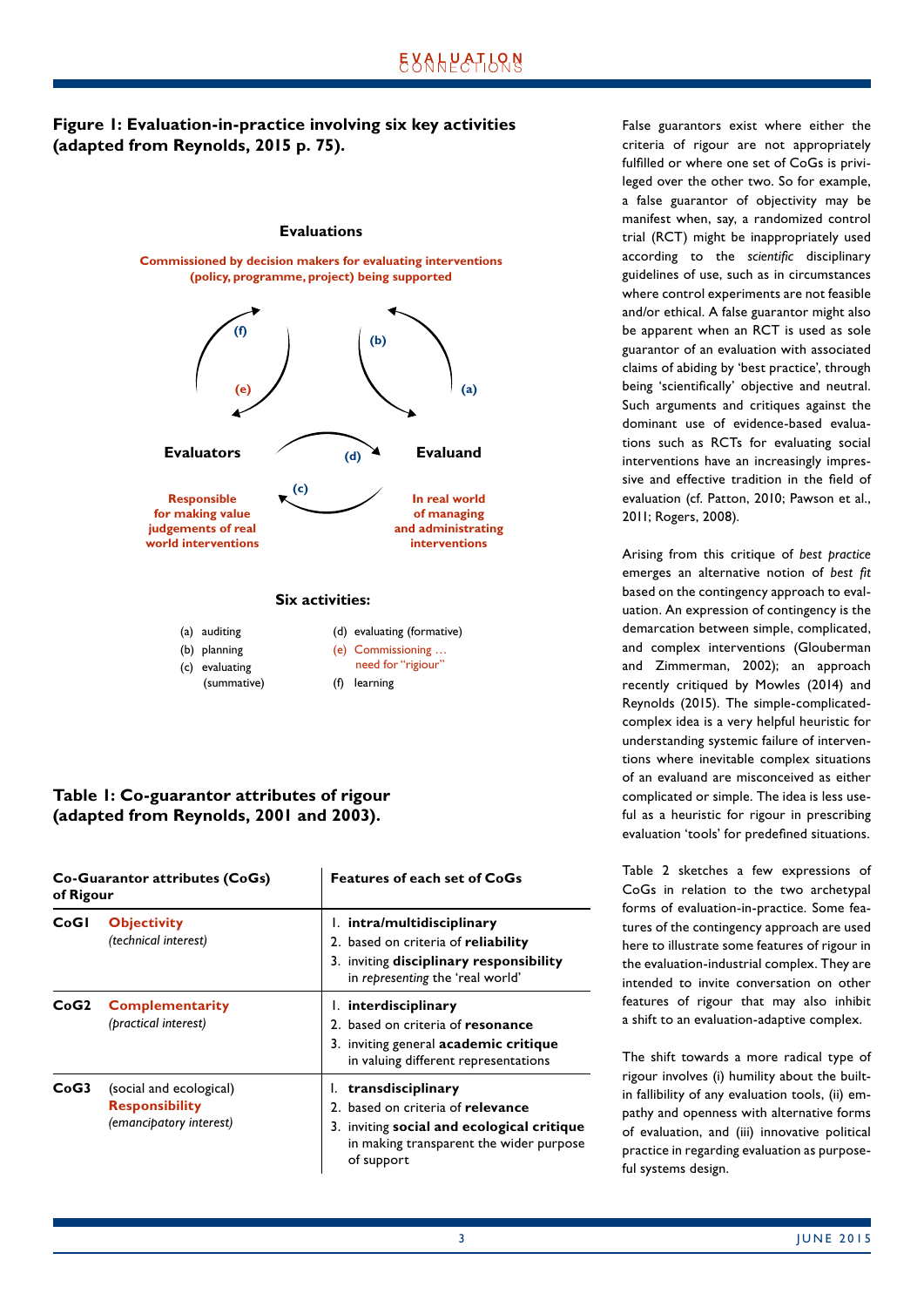## Figure 1: Evaluation-in-practice involving six key activities (adapted from Reynolds, 2015 p. 75).

**Evaluations**

Commissioned by decision makers for evaluating interventions (policy, programme, project) being supported

(f) (e) (b) (a)

**Evaluators** (d) **Evaluand**

(c)

Responsible for making value judgements of real world interventions

In real world of managing and administrating interventions

**Six activities:**

- (a) auditing
- (b) planning
- (c) evaluating (summative)
- (d) evaluating (formative)
- (e) Commissioning … need for "rigiour"
- (f) learning

## Table 1: Co-guarantor attributes of rigour (adapted from Reynolds, 2001 and 2003).

| Co-Guarantor attributes (CoGs) of Rigour | | Features of each set of CoGs |
|---|---|---|
| **CoG1** | **Objectivity** *(technical interest)* | 1. **intra/multidisciplinary**<br>2. based on criteria of **reliability**<br>3. inviting **disciplinary responsibility** in *representing* the 'real world' |
| **CoG2** | **Complementarity** *(practical interest)* | 1. **interdisciplinary**<br>2. based on criteria of **resonance**<br>3. inviting general **academic critique** in valuing different representations |
| **CoG3** | (social and ecological) **Responsibility** *(emancipatory interest)* | 1. **transdisciplinary**<br>2. based on criteria of **relevance**<br>3. inviting **social and ecological critique** in making transparent the wider purpose of support |

False guarantors exist where either the criteria of rigour are not appropriately fulfilled or where one set of CoGs is privileged over the other two. So for example, a false guarantor of objectivity may be manifest when, say, a randomized control trial (RCT) might be inappropriately used according to the *scientific* disciplinary guidelines of use, such as in circumstances where control experiments are not feasible and/or ethical. A false guarantor might also be apparent when an RCT is used as sole guarantor of an evaluation with associated claims of abiding by 'best practice', through being 'scientifically' objective and neutral. Such arguments and critiques against the dominant use of evidence-based evaluations such as RCTs for evaluating social interventions have an increasingly impressive and effective tradition in the field of evaluation (cf. Patton, 2010; Pawson et al., 2011; Rogers, 2008).

Arising from this critique of *best practice* emerges an alternative notion of *best fit* based on the contingency approach to evaluation. An expression of contingency is the demarcation between simple, complicated, and complex interventions (Glouberman and Zimmerman, 2002); an approach recently critiqued by Mowles (2014) and Reynolds (2015). The simple-complicated-complex idea is a very helpful heuristic for understanding systemic failure of interventions where inevitable complex situations of an evaluand are misconceived as either complicated or simple. The idea is less useful as a heuristic for rigour in prescribing evaluation 'tools' for predefined situations.

Table 2 sketches a few expressions of CoGs in relation to the two archetypal forms of evaluation-in-practice. Some features of the contingency approach are used here to illustrate some features of rigour in the evaluation-industrial complex. They are intended to invite conversation on other features of rigour that may also inhibit a shift to an evaluation-adaptive complex.

The shift towards a more radical type of rigour involves (i) humility about the built-in fallibility of any evaluation tools, (ii) empathy and openness with alternative forms of evaluation, and (iii) innovative political practice in regarding evaluation as purposeful systems design.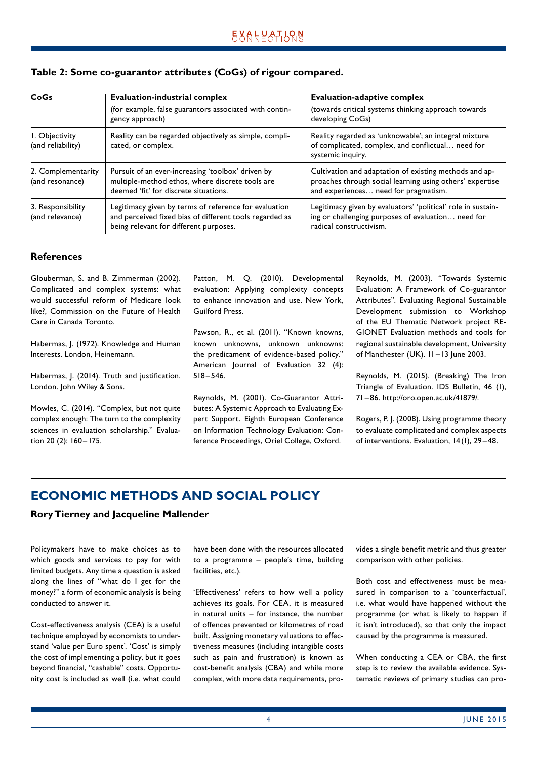**Table 2: Some co-guarantor attributes (CoGs) of rigour compared.**

| CoGs | **Evaluation-industrial complex** (for example, false guarantors associated with contingency approach) | **Evaluation-adaptive complex** (towards critical systems thinking approach towards developing CoGs) |
|---|---|---|
| 1. Objectivity (and reliability) | Reality can be regarded objectively as simple, complicated, or complex. | Reality regarded as 'unknowable'; an integral mixture of complicated, complex, and conflictual… need for systemic inquiry. |
| 2. Complementarity (and resonance) | Pursuit of an ever-increasing 'toolbox' driven by multiple-method ethos, where discrete tools are deemed 'fit' for discrete situations. | Cultivation and adaptation of existing methods and approaches through social learning using others' expertise and experiences… need for pragmatism. |
| 3. Responsibility (and relevance) | Legitimacy given by terms of reference for evaluation and perceived fixed bias of different tools regarded as being relevant for different purposes. | Legitimacy given by evaluators' 'political' role in sustaining or challenging purposes of evaluation… need for radical constructivism. |

### References

Glouberman, S. and B. Zimmerman (2002). Complicated and complex systems: what would successful reform of Medicare look like?, Commission on the Future of Health Care in Canada Toronto.

Habermas, J. (1972). Knowledge and Human Interests. London, Heinemann.

Habermas, J. (2014). Truth and justification. London. John Wiley & Sons.

Mowles, C. (2014). "Complex, but not quite complex enough: The turn to the complexity sciences in evaluation scholarship." Evaluation 20 (2): 160–175.

Patton, M. Q. (2010). Developmental evaluation: Applying complexity concepts to enhance innovation and use. New York, Guilford Press.

Pawson, R., et al. (2011). "Known knowns, known unknowns, unknown unknowns: the predicament of evidence-based policy." American Journal of Evaluation 32 (4): 518–546.

Reynolds, M. (2001). Co-Guarantor Attributes: A Systemic Approach to Evaluating Expert Support. Eighth European Conference on Information Technology Evaluation: Conference Proceedings, Oriel College, Oxford.

Reynolds, M. (2003). "Towards Systemic Evaluation: A Framework of Co-guarantor Attributes". Evaluating Regional Sustainable Development submission to Workshop of the EU Thematic Network project REGIONET Evaluation methods and tools for regional sustainable development, University of Manchester (UK). 11–13 June 2003.

Reynolds, M. (2015). (Breaking) The Iron Triangle of Evaluation. IDS Bulletin, 46 (1), 71–86. http://oro.open.ac.uk/41879/.

Rogers, P. J. (2008). Using programme theory to evaluate complicated and complex aspects of interventions. Evaluation, 14(1), 29–48.

## ECONOMIC METHODS AND SOCIAL POLICY

**Rory Tierney and Jacqueline Mallender**

Policymakers have to make choices as to which goods and services to pay for with limited budgets. Any time a question is asked along the lines of "what do I get for the money?" a form of economic analysis is being conducted to answer it.

Cost-effectiveness analysis (CEA) is a useful technique employed by economists to understand 'value per Euro spent'. 'Cost' is simply the cost of implementing a policy, but it goes beyond financial, "cashable" costs. Opportunity cost is included as well (i.e. what could have been done with the resources allocated to a programme – people's time, building facilities, etc.).

'Effectiveness' refers to how well a policy achieves its goals. For CEA, it is measured in natural units – for instance, the number of offences prevented or kilometres of road built. Assigning monetary valuations to effectiveness measures (including intangible costs such as pain and frustration) is known as cost-benefit analysis (CBA) and while more complex, with more data requirements, provides a single benefit metric and thus greater comparison with other policies.

Both cost and effectiveness must be measured in comparison to a 'counterfactual', i.e. what would have happened without the programme (or what is likely to happen if it isn't introduced), so that only the impact caused by the programme is measured.

When conducting a CEA or CBA, the first step is to review the available evidence. Systematic reviews of primary studies can pro-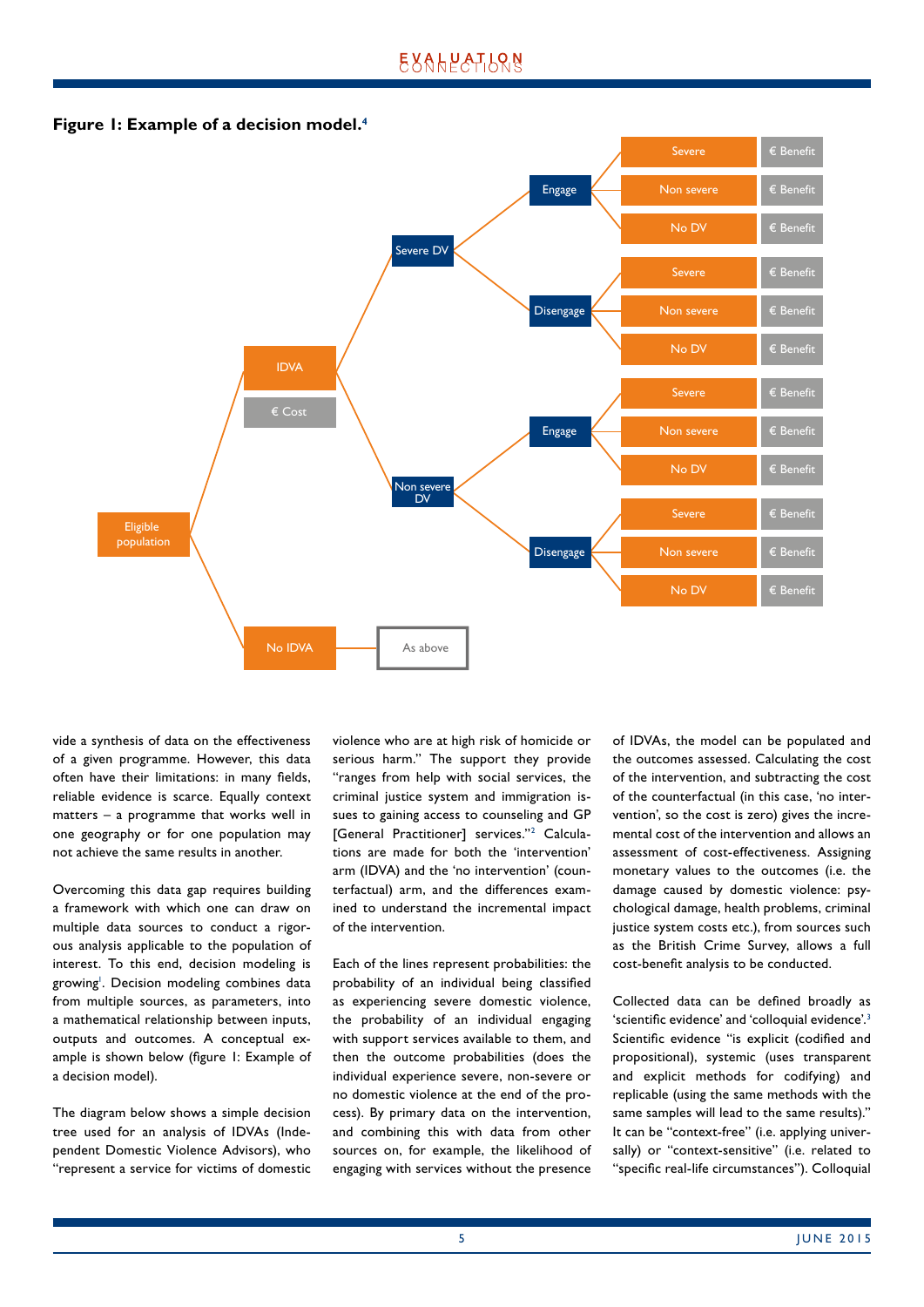**Figure 1: Example of a decision model.**[4]

vide a synthesis of data on the effectiveness of a given programme. However, this data often have their limitations: in many fields, reliable evidence is scarce. Equally context matters – a programme that works well in one geography or for one population may not achieve the same results in another.

Overcoming this data gap requires building a framework with which one can draw on multiple data sources to conduct a rigorous analysis applicable to the population of interest. To this end, decision modeling is growing[1]. Decision modeling combines data from multiple sources, as parameters, into a mathematical relationship between inputs, outputs and outcomes. A conceptual example is shown below (figure 1: Example of a decision model).

The diagram below shows a simple decision tree used for an analysis of IDVAs (Independent Domestic Violence Advisors), who "represent a service for victims of domestic violence who are at high risk of homicide or serious harm." The support they provide "ranges from help with social services, the criminal justice system and immigration issues to gaining access to counseling and GP [General Practitioner] services."[2] Calculations are made for both the 'intervention' arm (IDVA) and the 'no intervention' (counterfactual) arm, and the differences examined to understand the incremental impact of the intervention.

Each of the lines represent probabilities: the probability of an individual being classified as experiencing severe domestic violence, the probability of an individual engaging with support services available to them, and then the outcome probabilities (does the individual experience severe, non-severe or no domestic violence at the end of the process). By primary data on the intervention, and combining this with data from other sources on, for example, the likelihood of engaging with services without the presence of IDVAs, the model can be populated and the outcomes assessed. Calculating the cost of the intervention, and subtracting the cost of the counterfactual (in this case, 'no intervention', so the cost is zero) gives the incremental cost of the intervention and allows an assessment of cost-effectiveness. Assigning monetary values to the outcomes (i.e. the damage caused by domestic violence: psychological damage, health problems, criminal justice system costs etc.), from sources such as the British Crime Survey, allows a full cost-benefit analysis to be conducted.

Collected data can be defined broadly as 'scientific evidence' and 'colloquial evidence'.[3] Scientific evidence "is explicit (codified and propositional), systemic (uses transparent and explicit methods for codifying) and replicable (using the same methods with the same samples will lead to the same results)." It can be "context-free" (i.e. applying universally) or "context-sensitive" (i.e. related to "specific real-life circumstances"). Colloquial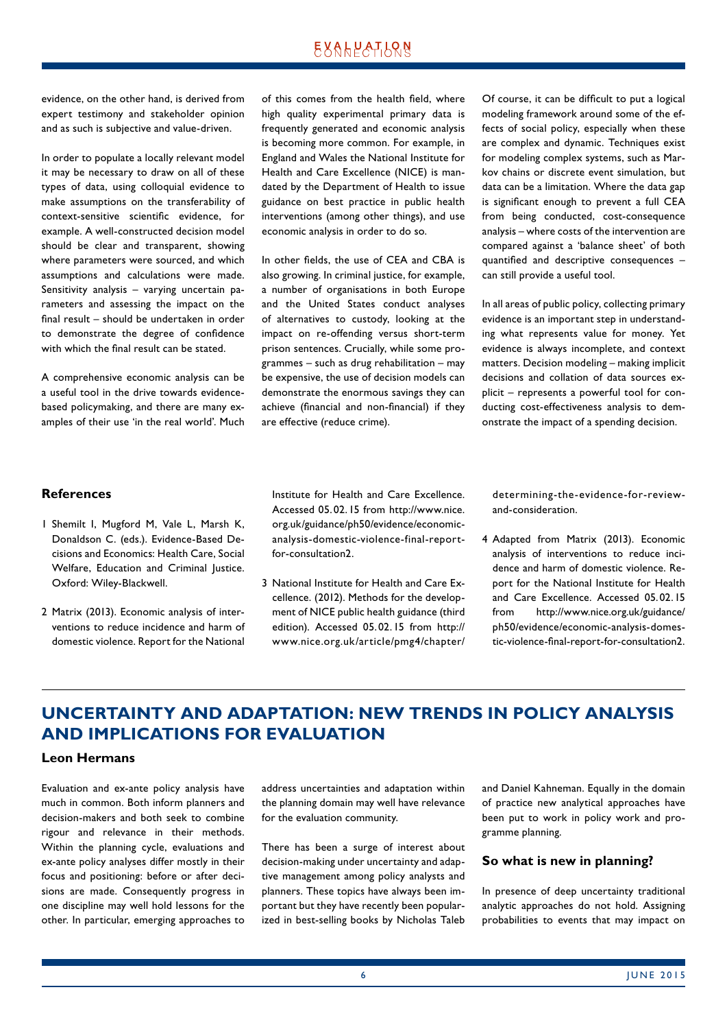evidence, on the other hand, is derived from expert testimony and stakeholder opinion and as such is subjective and value-driven.

In order to populate a locally relevant model it may be necessary to draw on all of these types of data, using colloquial evidence to make assumptions on the transferability of context-sensitive scientific evidence, for example. A well-constructed decision model should be clear and transparent, showing where parameters were sourced, and which assumptions and calculations were made. Sensitivity analysis – varying uncertain parameters and assessing the impact on the final result – should be undertaken in order to demonstrate the degree of confidence with which the final result can be stated.

A comprehensive economic analysis can be a useful tool in the drive towards evidence-based policymaking, and there are many examples of their use 'in the real world'. Much of this comes from the health field, where high quality experimental primary data is frequently generated and economic analysis is becoming more common. For example, in England and Wales the National Institute for Health and Care Excellence (NICE) is mandated by the Department of Health to issue guidance on best practice in public health interventions (among other things), and use economic analysis in order to do so.

In other fields, the use of CEA and CBA is also growing. In criminal justice, for example, a number of organisations in both Europe and the United States conduct analyses of alternatives to custody, looking at the impact on re-offending versus short-term prison sentences. Crucially, while some programmes – such as drug rehabilitation – may be expensive, the use of decision models can demonstrate the enormous savings they can achieve (financial and non-financial) if they are effective (reduce crime).

Of course, it can be difficult to put a logical modeling framework around some of the effects of social policy, especially when these are complex and dynamic. Techniques exist for modeling complex systems, such as Markov chains or discrete event simulation, but data can be a limitation. Where the data gap is significant enough to prevent a full CEA from being conducted, cost-consequence analysis – where costs of the intervention are compared against a 'balance sheet' of both quantified and descriptive consequences – can still provide a useful tool.

In all areas of public policy, collecting primary evidence is an important step in understanding what represents value for money. Yet evidence is always incomplete, and context matters. Decision modeling – making implicit decisions and collation of data sources explicit – represents a powerful tool for conducting cost-effectiveness analysis to demonstrate the impact of a spending decision.

### References

1. Shemilt I, Mugford M, Vale L, Marsh K, Donaldson C. (eds.). Evidence-Based Decisions and Economics: Health Care, Social Welfare, Education and Criminal Justice. Oxford: Wiley-Blackwell.
2. Matrix (2013). Economic analysis of interventions to reduce incidence and harm of domestic violence. Report for the National Institute for Health and Care Excellence. Accessed 05.02.15 from http://www.nice.org.uk/guidance/ph50/evidence/economic-analysis-domestic-violence-final-report-for-consultation2.
3. National Institute for Health and Care Excellence. (2012). Methods for the development of NICE public health guidance (third edition). Accessed 05.02.15 from http://www.nice.org.uk/article/pmg4/chapter/determining-the-evidence-for-review-and-consideration.
4. Adapted from Matrix (2013). Economic analysis of interventions to reduce incidence and harm of domestic violence. Report for the National Institute for Health and Care Excellence. Accessed 05.02.15 from http://www.nice.org.uk/guidance/ph50/evidence/economic-analysis-domestic-violence-final-report-for-consultation2.

## UNCERTAINTY AND ADAPTATION: NEW TRENDS IN POLICY ANALYSIS AND IMPLICATIONS FOR EVALUATION

**Leon Hermans**

Evaluation and ex-ante policy analysis have much in common. Both inform planners and decision-makers and both seek to combine rigour and relevance in their methods. Within the planning cycle, evaluations and ex-ante policy analyses differ mostly in their focus and positioning: before or after decisions are made. Consequently progress in one discipline may well hold lessons for the other. In particular, emerging approaches to address uncertainties and adaptation within the planning domain may well have relevance for the evaluation community.

There has been a surge of interest about decision-making under uncertainty and adaptive management among policy analysts and planners. These topics have always been important but they have recently been popularized in best-selling books by Nicholas Taleb and Daniel Kahneman. Equally in the domain of practice new analytical approaches have been put to work in policy work and programme planning.

### So what is new in planning?

In presence of deep uncertainty traditional analytic approaches do not hold. Assigning probabilities to events that may impact on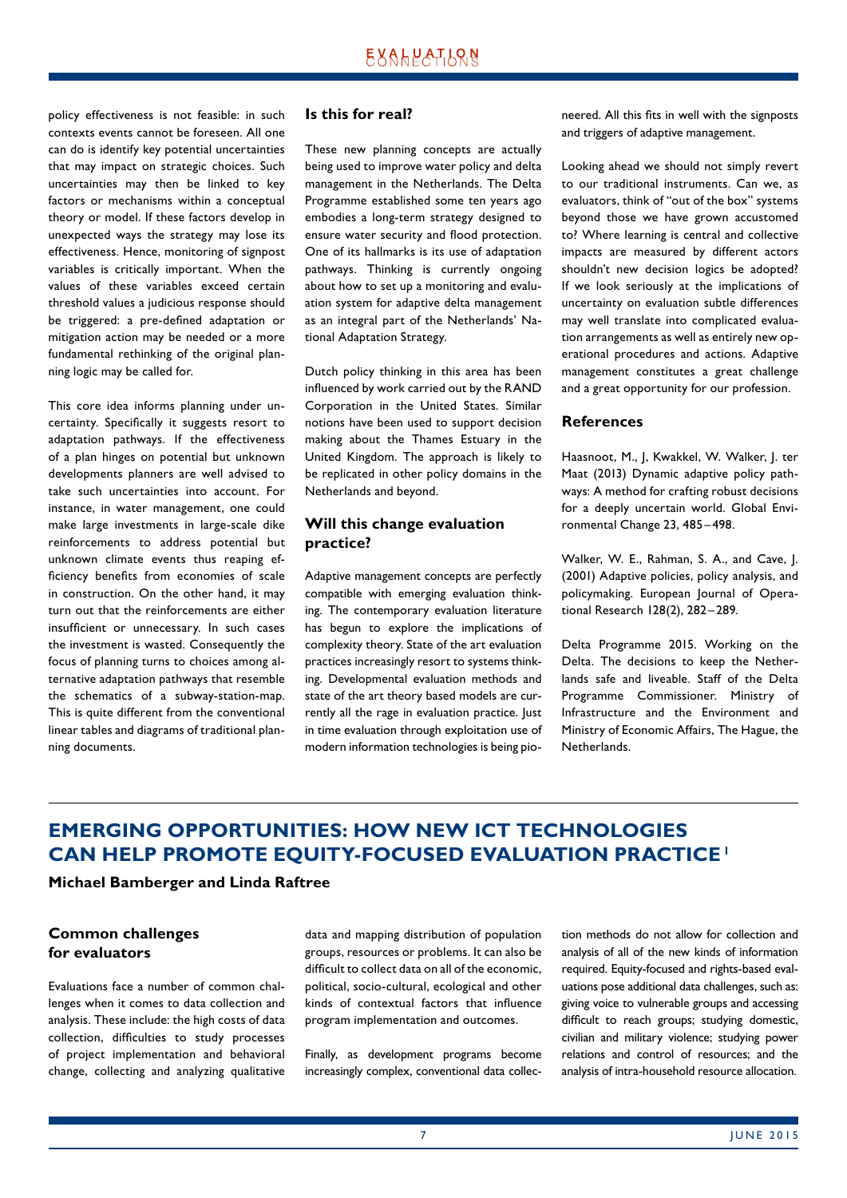policy effectiveness is not feasible: in such contexts events cannot be foreseen. All one can do is identify key potential uncertainties that may impact on strategic choices. Such uncertainties may then be linked to key factors or mechanisms within a conceptual theory or model. If these factors develop in unexpected ways the strategy may lose its effectiveness. Hence, monitoring of signpost variables is critically important. When the values of these variables exceed certain threshold values a judicious response should be triggered: a pre-defined adaptation or mitigation action may be needed or a more fundamental rethinking of the original planning logic may be called for.

This core idea informs planning under uncertainty. Specifically it suggests resort to adaptation pathways. If the effectiveness of a plan hinges on potential but unknown developments planners are well advised to take such uncertainties into account. For instance, in water management, one could make large investments in large-scale dike reinforcements to address potential but unknown climate events thus reaping efficiency benefits from economies of scale in construction. On the other hand, it may turn out that the reinforcements are either insufficient or unnecessary. In such cases the investment is wasted. Consequently the focus of planning turns to choices among alternative adaptation pathways that resemble the schematics of a subway-station-map. This is quite different from the conventional linear tables and diagrams of traditional planning documents.

### Is this for real?

These new planning concepts are actually being used to improve water policy and delta management in the Netherlands. The Delta Programme established some ten years ago embodies a long-term strategy designed to ensure water security and flood protection. One of its hallmarks is its use of adaptation pathways. Thinking is currently ongoing about how to set up a monitoring and evaluation system for adaptive delta management as an integral part of the Netherlands' National Adaptation Strategy.

Dutch policy thinking in this area has been influenced by work carried out by the RAND Corporation in the United States. Similar notions have been used to support decision making about the Thames Estuary in the United Kingdom. The approach is likely to be replicated in other policy domains in the Netherlands and beyond.

### Will this change evaluation practice?

Adaptive management concepts are perfectly compatible with emerging evaluation thinking. The contemporary evaluation literature has begun to explore the implications of complexity theory. State of the art evaluation practices increasingly resort to systems thinking. Developmental evaluation methods and state of the art theory based models are currently all the rage in evaluation practice. Just in time evaluation through exploitation use of modern information technologies is being pioneered. All this fits in well with the signposts and triggers of adaptive management.

Looking ahead we should not simply revert to our traditional instruments. Can we, as evaluators, think of "out of the box" systems beyond those we have grown accustomed to? Where learning is central and collective impacts are measured by different actors shouldn't new decision logics be adopted? If we look seriously at the implications of uncertainty on evaluation subtle differences may well translate into complicated evaluation arrangements as well as entirely new operational procedures and actions. Adaptive management constitutes a great challenge and a great opportunity for our profession.

### References

Haasnoot, M., J, Kwakkel, W. Walker, J. ter Maat (2013) Dynamic adaptive policy pathways: A method for crafting robust decisions for a deeply uncertain world. Global Environmental Change 23, 485 – 498.

Walker, W. E., Rahman, S. A., and Cave, J. (2001) Adaptive policies, policy analysis, and policymaking. European Journal of Operational Research 128(2), 282 – 289.

Delta Programme 2015. Working on the Delta. The decisions to keep the Netherlands safe and liveable. Staff of the Delta Programme Commissioner. Ministry of Infrastructure and the Environment and Ministry of Economic Affairs, The Hague, the Netherlands.

## EMERGING OPPORTUNITIES: HOW NEW ICT TECHNOLOGIES CAN HELP PROMOTE EQUITY-FOCUSED EVALUATION PRACTICE [1]

**Michael Bamberger and Linda Raftree**

### Common challenges for evaluators

Evaluations face a number of common challenges when it comes to data collection and analysis. These include: the high costs of data collection, difficulties to study processes of project implementation and behavioral change, collecting and analyzing qualitative data and mapping distribution of population groups, resources or problems. It can also be difficult to collect data on all of the economic, political, socio-cultural, ecological and other kinds of contextual factors that influence program implementation and outcomes.

Finally, as development programs become increasingly complex, conventional data collection methods do not allow for collection and analysis of all of the new kinds of information required. Equity-focused and rights-based evaluations pose additional data challenges, such as: giving voice to vulnerable groups and accessing difficult to reach groups; studying domestic, civilian and military violence; studying power relations and control of resources; and the analysis of intra-household resource allocation.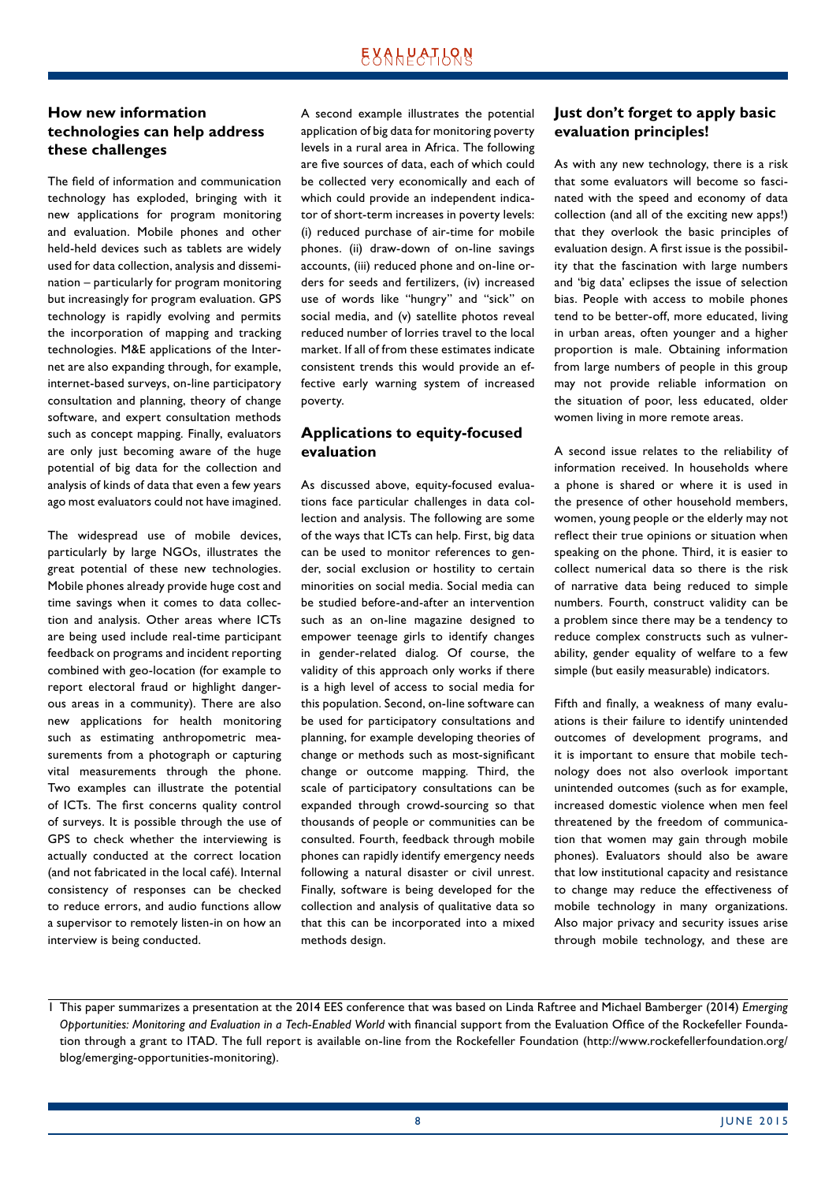## How new information technologies can help address these challenges

The field of information and communication technology has exploded, bringing with it new applications for program monitoring and evaluation. Mobile phones and other held-held devices such as tablets are widely used for data collection, analysis and dissemination – particularly for program monitoring but increasingly for program evaluation. GPS technology is rapidly evolving and permits the incorporation of mapping and tracking technologies. M&E applications of the Internet are also expanding through, for example, internet-based surveys, on-line participatory consultation and planning, theory of change software, and expert consultation methods such as concept mapping. Finally, evaluators are only just becoming aware of the huge potential of big data for the collection and analysis of kinds of data that even a few years ago most evaluators could not have imagined.

The widespread use of mobile devices, particularly by large NGOs, illustrates the great potential of these new technologies. Mobile phones already provide huge cost and time savings when it comes to data collection and analysis. Other areas where ICTs are being used include real-time participant feedback on programs and incident reporting combined with geo-location (for example to report electoral fraud or highlight dangerous areas in a community). There are also new applications for health monitoring such as estimating anthropometric measurements from a photograph or capturing vital measurements through the phone. Two examples can illustrate the potential of ICTs. The first concerns quality control of surveys. It is possible through the use of GPS to check whether the interviewing is actually conducted at the correct location (and not fabricated in the local café). Internal consistency of responses can be checked to reduce errors, and audio functions allow a supervisor to remotely listen-in on how an interview is being conducted.

A second example illustrates the potential application of big data for monitoring poverty levels in a rural area in Africa. The following are five sources of data, each of which could be collected very economically and each of which could provide an independent indicator of short-term increases in poverty levels: (i) reduced purchase of air-time for mobile phones. (ii) draw-down of on-line savings accounts, (iii) reduced phone and on-line orders for seeds and fertilizers, (iv) increased use of words like "hungry" and "sick" on social media, and (v) satellite photos reveal reduced number of lorries travel to the local market. If all of from these estimates indicate consistent trends this would provide an effective early warning system of increased poverty.

## Applications to equity-focused evaluation

As discussed above, equity-focused evaluations face particular challenges in data collection and analysis. The following are some of the ways that ICTs can help. First, big data can be used to monitor references to gender, social exclusion or hostility to certain minorities on social media. Social media can be studied before-and-after an intervention such as an on-line magazine designed to empower teenage girls to identify changes in gender-related dialog. Of course, the validity of this approach only works if there is a high level of access to social media for this population. Second, on-line software can be used for participatory consultations and planning, for example developing theories of change or methods such as most-significant change or outcome mapping. Third, the scale of participatory consultations can be expanded through crowd-sourcing so that thousands of people or communities can be consulted. Fourth, feedback through mobile phones can rapidly identify emergency needs following a natural disaster or civil unrest. Finally, software is being developed for the collection and analysis of qualitative data so that this can be incorporated into a mixed methods design.

## Just don't forget to apply basic evaluation principles!

As with any new technology, there is a risk that some evaluators will become so fascinated with the speed and economy of data collection (and all of the exciting new apps!) that they overlook the basic principles of evaluation design. A first issue is the possibility that the fascination with large numbers and 'big data' eclipses the issue of selection bias. People with access to mobile phones tend to be better-off, more educated, living in urban areas, often younger and a higher proportion is male. Obtaining information from large numbers of people in this group may not provide reliable information on the situation of poor, less educated, older women living in more remote areas.

A second issue relates to the reliability of information received. In households where a phone is shared or where it is used in the presence of other household members, women, young people or the elderly may not reflect their true opinions or situation when speaking on the phone. Third, it is easier to collect numerical data so there is the risk of narrative data being reduced to simple numbers. Fourth, construct validity can be a problem since there may be a tendency to reduce complex constructs such as vulnerability, gender equality of welfare to a few simple (but easily measurable) indicators.

Fifth and finally, a weakness of many evaluations is their failure to identify unintended outcomes of development programs, and it is important to ensure that mobile technology does not also overlook important unintended outcomes (such as for example, increased domestic violence when men feel threatened by the freedom of communication that women may gain through mobile phones). Evaluators should also be aware that low institutional capacity and resistance to change may reduce the effectiveness of mobile technology in many organizations. Also major privacy and security issues arise through mobile technology, and these are

---

1 This paper summarizes a presentation at the 2014 EES conference that was based on Linda Raftree and Michael Bamberger (2014) *Emerging Opportunities: Monitoring and Evaluation in a Tech-Enabled World* with financial support from the Evaluation Office of the Rockefeller Foundation through a grant to ITAD. The full report is available on-line from the Rockefeller Foundation (http://www.rockefellerfoundation.org/blog/emerging-opportunities-monitoring).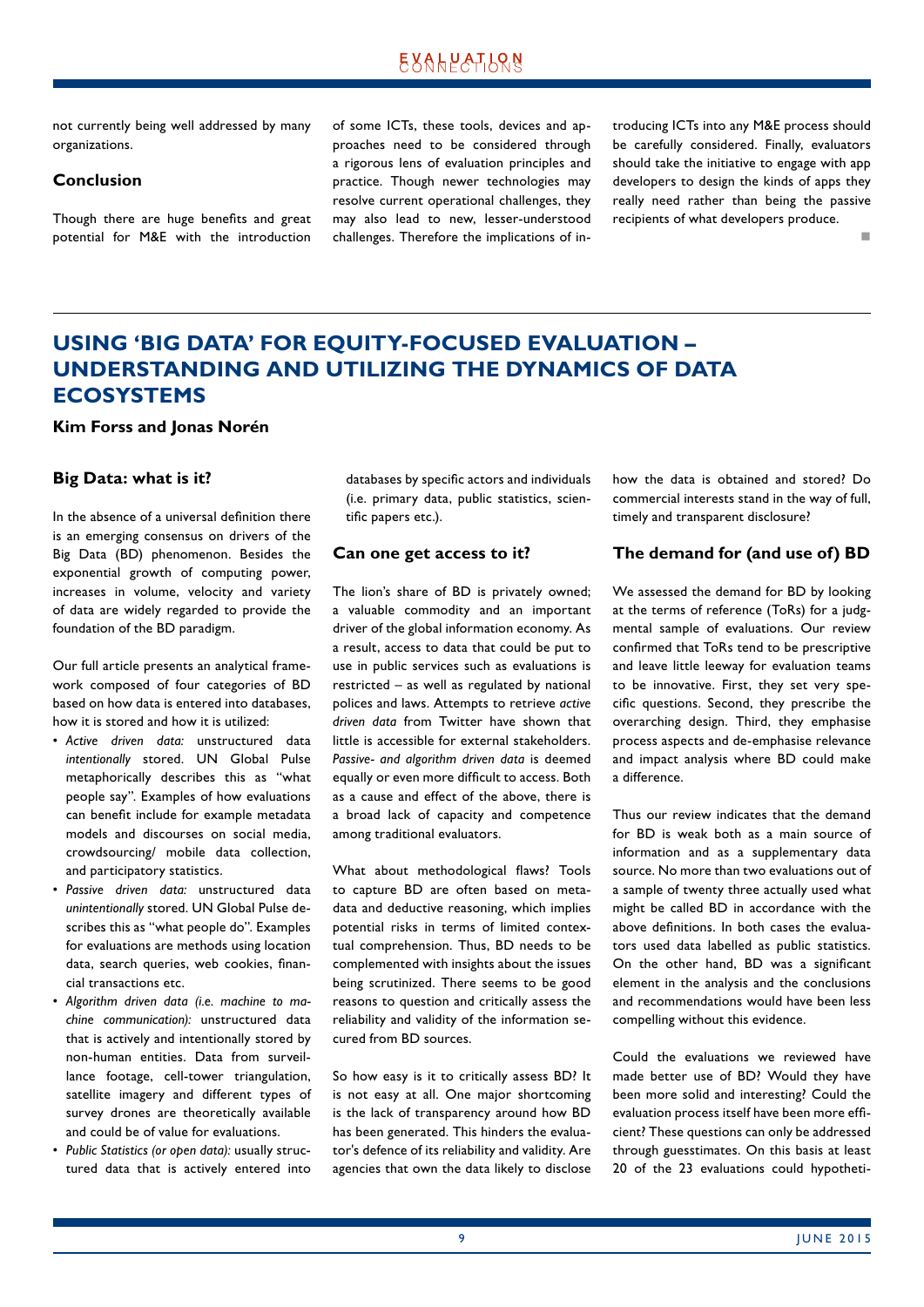not currently being well addressed by many organizations.

### Conclusion

Though there are huge benefits and great potential for M&E with the introduction of some ICTs, these tools, devices and approaches need to be considered through a rigorous lens of evaluation principles and practice. Though newer technologies may resolve current operational challenges, they may also lead to new, lesser-understood challenges. Therefore the implications of introducing ICTs into any M&E process should be carefully considered. Finally, evaluators should take the initiative to engage with app developers to design the kinds of apps they really need rather than being the passive recipients of what developers produce.

## USING 'BIG DATA' FOR EQUITY-FOCUSED EVALUATION – UNDERSTANDING AND UTILIZING THE DYNAMICS OF DATA ECOSYSTEMS

**Kim Forss and Jonas Norén**

### Big Data: what is it?

In the absence of a universal definition there is an emerging consensus on drivers of the Big Data (BD) phenomenon. Besides the exponential growth of computing power, increases in volume, velocity and variety of data are widely regarded to provide the foundation of the BD paradigm.

Our full article presents an analytical framework composed of four categories of BD based on how data is entered into databases, how it is stored and how it is utilized:

- *Active driven data:* unstructured data *intentionally* stored. UN Global Pulse metaphorically describes this as "what people say". Examples of how evaluations can benefit include for example metadata models and discourses on social media, crowdsourcing/ mobile data collection, and participatory statistics.
- *Passive driven data:* unstructured data *unintentionally* stored. UN Global Pulse describes this as "what people do". Examples for evaluations are methods using location data, search queries, web cookies, financial transactions etc.
- *Algorithm driven data (i.e. machine to machine communication):* unstructured data that is actively and intentionally stored by non-human entities. Data from surveillance footage, cell-tower triangulation, satellite imagery and different types of survey drones are theoretically available and could be of value for evaluations.
- *Public Statistics (or open data):* usually structured data that is actively entered into databases by specific actors and individuals (i.e. primary data, public statistics, scientific papers etc.).

### Can one get access to it?

The lion's share of BD is privately owned; a valuable commodity and an important driver of the global information economy. As a result, access to data that could be put to use in public services such as evaluations is restricted – as well as regulated by national polices and laws. Attempts to retrieve *active driven data* from Twitter have shown that little is accessible for external stakeholders. *Passive- and algorithm driven data* is deemed equally or even more difficult to access. Both as a cause and effect of the above, there is a broad lack of capacity and competence among traditional evaluators.

What about methodological flaws? Tools to capture BD are often based on metadata and deductive reasoning, which implies potential risks in terms of limited contextual comprehension. Thus, BD needs to be complemented with insights about the issues being scrutinized. There seems to be good reasons to question and critically assess the reliability and validity of the information secured from BD sources.

So how easy is it to critically assess BD? It is not easy at all. One major shortcoming is the lack of transparency around how BD has been generated. This hinders the evaluator's defence of its reliability and validity. Are agencies that own the data likely to disclose how the data is obtained and stored? Do commercial interests stand in the way of full, timely and transparent disclosure?

### The demand for (and use of) BD

We assessed the demand for BD by looking at the terms of reference (ToRs) for a judgmental sample of evaluations. Our review confirmed that ToRs tend to be prescriptive and leave little leeway for evaluation teams to be innovative. First, they set very specific questions. Second, they prescribe the overarching design. Third, they emphasise process aspects and de-emphasise relevance and impact analysis where BD could make a difference.

Thus our review indicates that the demand for BD is weak both as a main source of information and as a supplementary data source. No more than two evaluations out of a sample of twenty three actually used what might be called BD in accordance with the above definitions. In both cases the evaluators used data labelled as public statistics. On the other hand, BD was a significant element in the analysis and the conclusions and recommendations would have been less compelling without this evidence.

Could the evaluations we reviewed have made better use of BD? Would they have been more solid and interesting? Could the evaluation process itself have been more efficient? These questions can only be addressed through guesstimates. On this basis at least 20 of the 23 evaluations could hypotheti-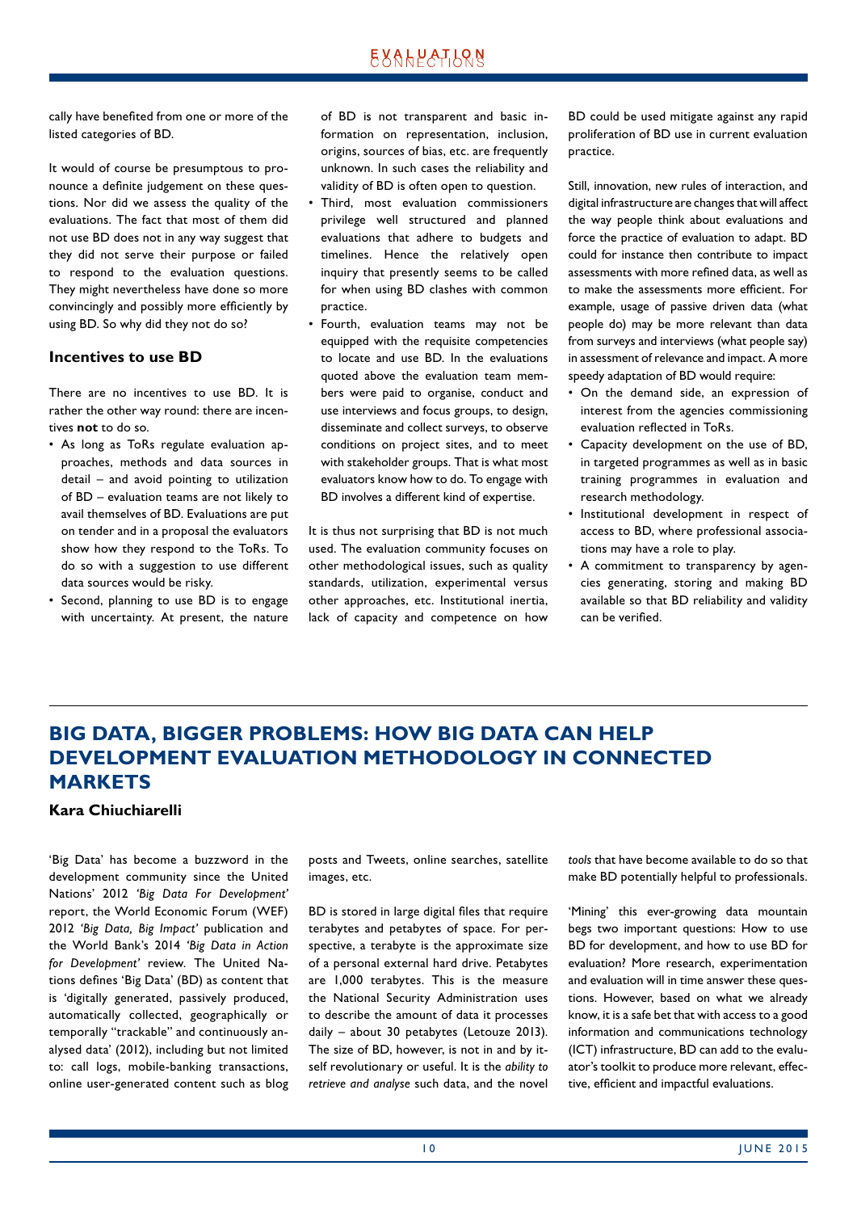cally have benefited from one or more of the listed categories of BD.

It would of course be presumptous to pronounce a definite judgement on these questions. Nor did we assess the quality of the evaluations. The fact that most of them did not use BD does not in any way suggest that they did not serve their purpose or failed to respond to the evaluation questions. They might nevertheless have done so more convincingly and possibly more efficiently by using BD. So why did they not do so?

### Incentives to use BD

There are no incentives to use BD. It is rather the other way round: there are incentives **not** to do so.

- As long as ToRs regulate evaluation approaches, methods and data sources in detail – and avoid pointing to utilization of BD – evaluation teams are not likely to avail themselves of BD. Evaluations are put on tender and in a proposal the evaluators show how they respond to the ToRs. To do so with a suggestion to use different data sources would be risky.
- Second, planning to use BD is to engage with uncertainty. At present, the nature of BD is not transparent and basic information on representation, inclusion, origins, sources of bias, etc. are frequently unknown. In such cases the reliability and validity of BD is often open to question.
- Third, most evaluation commissioners privilege well structured and planned evaluations that adhere to budgets and timelines. Hence the relatively open inquiry that presently seems to be called for when using BD clashes with common practice.
- Fourth, evaluation teams may not be equipped with the requisite competencies to locate and use BD. In the evaluations quoted above the evaluation team members were paid to organise, conduct and use interviews and focus groups, to design, disseminate and collect surveys, to observe conditions on project sites, and to meet with stakeholder groups. That is what most evaluators know how to do. To engage with BD involves a different kind of expertise.

It is thus not surprising that BD is not much used. The evaluation community focuses on other methodological issues, such as quality standards, utilization, experimental versus other approaches, etc. Institutional inertia, lack of capacity and competence on how BD could be used mitigate against any rapid proliferation of BD use in current evaluation practice.

Still, innovation, new rules of interaction, and digital infrastructure are changes that will affect the way people think about evaluations and force the practice of evaluation to adapt. BD could for instance then contribute to impact assessments with more refined data, as well as to make the assessments more efficient. For example, usage of passive driven data (what people do) may be more relevant than data from surveys and interviews (what people say) in assessment of relevance and impact. A more speedy adaptation of BD would require:

- On the demand side, an expression of interest from the agencies commissioning evaluation reflected in ToRs.
- Capacity development on the use of BD, in targeted programmes as well as in basic training programmes in evaluation and research methodology.
- Institutional development in respect of access to BD, where professional associations may have a role to play.
- A commitment to transparency by agencies generating, storing and making BD available so that BD reliability and validity can be verified.

## BIG DATA, BIGGER PROBLEMS: HOW BIG DATA CAN HELP DEVELOPMENT EVALUATION METHODOLOGY IN CONNECTED MARKETS

**Kara Chiuchiarelli**

'Big Data' has become a buzzword in the development community since the United Nations' 2012 *'Big Data For Development'* report, the World Economic Forum (WEF) 2012 *'Big Data, Big Impact'* publication and the World Bank's 2014 *'Big Data in Action for Development'* review. The United Nations defines 'Big Data' (BD) as content that is 'digitally generated, passively produced, automatically collected, geographically or temporally "trackable" and continuously analysed data' (2012), including but not limited to: call logs, mobile-banking transactions, online user-generated content such as blog posts and Tweets, online searches, satellite images, etc.

BD is stored in large digital files that require terabytes and petabytes of space. For perspective, a terabyte is the approximate size of a personal external hard drive. Petabytes are 1,000 terabytes. This is the measure the National Security Administration uses to describe the amount of data it processes daily – about 30 petabytes (Letouze 2013). The size of BD, however, is not in and by itself revolutionary or useful. It is the *ability to retrieve and analyse* such data, and the novel *tools* that have become available to do so that make BD potentially helpful to professionals.

'Mining' this ever-growing data mountain begs two important questions: How to use BD for development, and how to use BD for evaluation? More research, experimentation and evaluation will in time answer these questions. However, based on what we already know, it is a safe bet that with access to a good information and communications technology (ICT) infrastructure, BD can add to the evaluator's toolkit to produce more relevant, effective, efficient and impactful evaluations.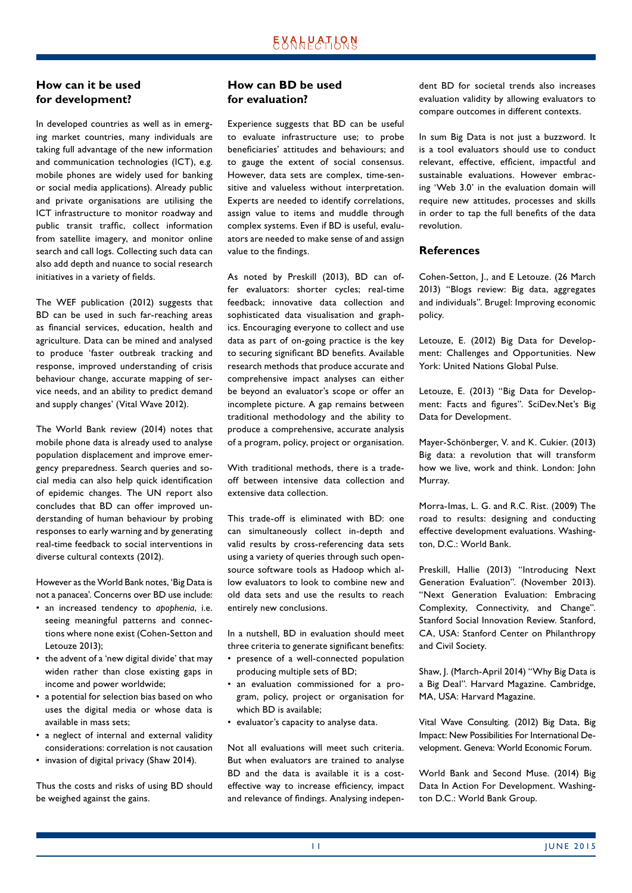## How can it be used for development?

In developed countries as well as in emerging market countries, many individuals are taking full advantage of the new information and communication technologies (ICT), e.g. mobile phones are widely used for banking or social media applications). Already public and private organisations are utilising the ICT infrastructure to monitor roadway and public transit traffic, collect information from satellite imagery, and monitor online search and call logs. Collecting such data can also add depth and nuance to social research initiatives in a variety of fields.

The WEF publication (2012) suggests that BD can be used in such far-reaching areas as financial services, education, health and agriculture. Data can be mined and analysed to produce 'faster outbreak tracking and response, improved understanding of crisis behaviour change, accurate mapping of service needs, and an ability to predict demand and supply changes' (Vital Wave 2012).

The World Bank review (2014) notes that mobile phone data is already used to analyse population displacement and improve emergency preparedness. Search queries and social media can also help quick identification of epidemic changes. The UN report also concludes that BD can offer improved understanding of human behaviour by probing responses to early warning and by generating real-time feedback to social interventions in diverse cultural contexts (2012).

However as the World Bank notes, 'Big Data is not a panacea'. Concerns over BD use include:

- an increased tendency to *apophenia*, i.e. seeing meaningful patterns and connections where none exist (Cohen-Setton and Letouze 2013);
- the advent of a 'new digital divide' that may widen rather than close existing gaps in income and power worldwide;
- a potential for selection bias based on who uses the digital media or whose data is available in mass sets;
- a neglect of internal and external validity considerations: correlation is not causation
- invasion of digital privacy (Shaw 2014).

Thus the costs and risks of using BD should be weighed against the gains.

## How can BD be used for evaluation?

Experience suggests that BD can be useful to evaluate infrastructure use; to probe beneficiaries' attitudes and behaviours; and to gauge the extent of social consensus. However, data sets are complex, time-sensitive and valueless without interpretation. Experts are needed to identify correlations, assign value to items and muddle through complex systems. Even if BD is useful, evaluators are needed to make sense of and assign value to the findings.

As noted by Preskill (2013), BD can offer evaluators: shorter cycles; real-time feedback; innovative data collection and sophisticated data visualisation and graphics. Encouraging everyone to collect and use data as part of on-going practice is the key to securing significant BD benefits. Available research methods that produce accurate and comprehensive impact analyses can either be beyond an evaluator's scope or offer an incomplete picture. A gap remains between traditional methodology and the ability to produce a comprehensive, accurate analysis of a program, policy, project or organisation.

With traditional methods, there is a trade-off between intensive data collection and extensive data collection.

This trade-off is eliminated with BD: one can simultaneously collect in-depth and valid results by cross-referencing data sets using a variety of queries through such open-source software tools as Hadoop which allow evaluators to look to combine new and old data sets and use the results to reach entirely new conclusions.

In a nutshell, BD in evaluation should meet three criteria to generate significant benefits:

- presence of a well-connected population producing multiple sets of BD;
- an evaluation commissioned for a program, policy, project or organisation for which BD is available;
- evaluator's capacity to analyse data.

Not all evaluations will meet such criteria. But when evaluators are trained to analyse BD and the data is available it is a cost-effective way to increase efficiency, impact and relevance of findings. Analysing independent BD for societal trends also increases evaluation validity by allowing evaluators to compare outcomes in different contexts.

In sum Big Data is not just a buzzword. It is a tool evaluators should use to conduct relevant, effective, efficient, impactful and sustainable evaluations. However embracing 'Web 3.0' in the evaluation domain will require new attitudes, processes and skills in order to tap the full benefits of the data revolution.

## References

Cohen-Setton, J., and E Letouze. (26 March 2013) "Blogs review: Big data, aggregates and individuals". Brugel: Improving economic policy.

Letouze, E. (2012) Big Data for Development: Challenges and Opportunities. New York: United Nations Global Pulse.

Letouze, E. (2013) "Big Data for Development: Facts and figures". SciDev.Net's Big Data for Development.

Mayer-Schönberger, V. and K. Cukier. (2013) Big data: a revolution that will transform how we live, work and think. London: John Murray.

Morra-Imas, L. G. and R.C. Rist. (2009) The road to results: designing and conducting effective development evaluations. Washington, D.C.: World Bank.

Preskill, Hallie (2013) "Introducing Next Generation Evaluation". (November 2013). "Next Generation Evaluation: Embracing Complexity, Connectivity, and Change". Stanford Social Innovation Review. Stanford, CA, USA: Stanford Center on Philanthropy and Civil Society.

Shaw, J. (March-April 2014) "Why Big Data is a Big Deal". Harvard Magazine. Cambridge, MA, USA: Harvard Magazine.

Vital Wave Consulting. (2012) Big Data, Big Impact: New Possibilities For International Development. Geneva: World Economic Forum.

World Bank and Second Muse. (2014) Big Data In Action For Development. Washington D.C.: World Bank Group.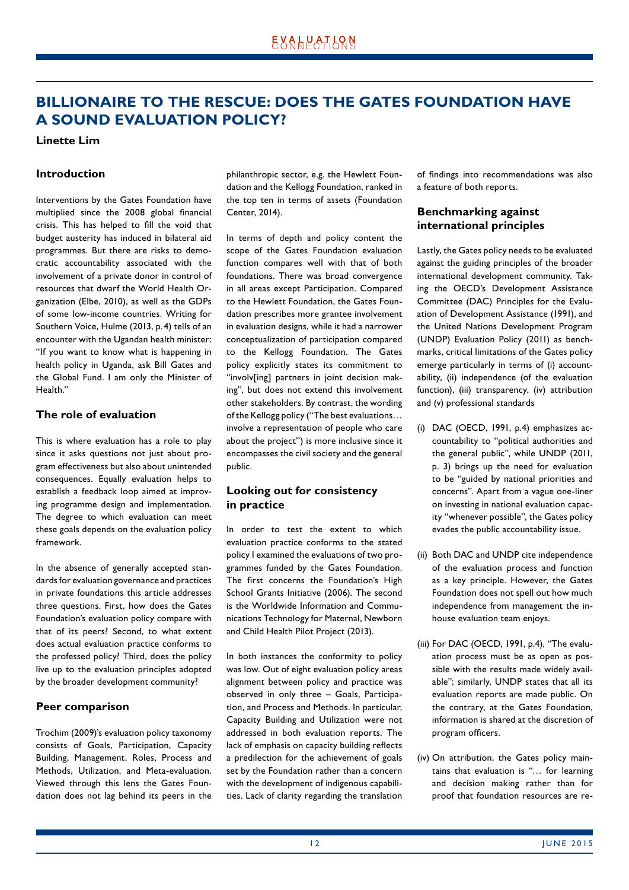# BILLIONAIRE TO THE RESCUE: DOES THE GATES FOUNDATION HAVE A SOUND EVALUATION POLICY?

**Linette Lim**

## Introduction

Interventions by the Gates Foundation have multiplied since the 2008 global financial crisis. This has helped to fill the void that budget austerity has induced in bilateral aid programmes. But there are risks to democratic accountability associated with the involvement of a private donor in control of resources that dwarf the World Health Organization (Elbe, 2010), as well as the GDPs of some low-income countries. Writing for Southern Voice, Hulme (2013, p. 4) tells of an encounter with the Ugandan health minister: "If you want to know what is happening in health policy in Uganda, ask Bill Gates and the Global Fund. I am only the Minister of Health."

## The role of evaluation

This is where evaluation has a role to play since it asks questions not just about program effectiveness but also about unintended consequences. Equally evaluation helps to establish a feedback loop aimed at improving programme design and implementation. The degree to which evaluation can meet these goals depends on the evaluation policy framework.

In the absence of generally accepted standards for evaluation governance and practices in private foundations this article addresses three questions. First, how does the Gates Foundation's evaluation policy compare with that of its peers? Second, to what extent does actual evaluation practice conforms to the professed policy? Third, does the policy live up to the evaluation principles adopted by the broader development community?

## Peer comparison

Trochim (2009)'s evaluation policy taxonomy consists of Goals, Participation, Capacity Building, Management, Roles, Process and Methods, Utilization, and Meta-evaluation. Viewed through this lens the Gates Foundation does not lag behind its peers in the philanthropic sector, e.g. the Hewlett Foundation and the Kellogg Foundation, ranked in the top ten in terms of assets (Foundation Center, 2014).

In terms of depth and policy content the scope of the Gates Foundation evaluation function compares well with that of both foundations. There was broad convergence in all areas except Participation. Compared to the Hewlett Foundation, the Gates Foundation prescribes more grantee involvement in evaluation designs, while it had a narrower conceptualization of participation compared to the Kellogg Foundation. The Gates policy explicitly states its commitment to "involv[ing] partners in joint decision making", but does not extend this involvement other stakeholders. By contrast, the wording of the Kellogg policy ("The best evaluations… involve a representation of people who care about the project") is more inclusive since it encompasses the civil society and the general public.

## Looking out for consistency in practice

In order to test the extent to which evaluation practice conforms to the stated policy I examined the evaluations of two programmes funded by the Gates Foundation. The first concerns the Foundation's High School Grants Initiative (2006). The second is the Worldwide Information and Communications Technology for Maternal, Newborn and Child Health Pilot Project (2013).

In both instances the conformity to policy was low. Out of eight evaluation policy areas alignment between policy and practice was observed in only three – Goals, Participation, and Process and Methods. In particular, Capacity Building and Utilization were not addressed in both evaluation reports. The lack of emphasis on capacity building reflects a predilection for the achievement of goals set by the Foundation rather than a concern with the development of indigenous capabilities. Lack of clarity regarding the translation of findings into recommendations was also a feature of both reports.

## Benchmarking against international principles

Lastly, the Gates policy needs to be evaluated against the guiding principles of the broader international development community. Taking the OECD's Development Assistance Committee (DAC) Principles for the Evaluation of Development Assistance (1991), and the United Nations Development Program (UNDP) Evaluation Policy (2011) as benchmarks, critical limitations of the Gates policy emerge particularly in terms of (i) accountability, (ii) independence (of the evaluation function), (iii) transparency, (iv) attribution and (v) professional standards

(i) DAC (OECD, 1991, p.4) emphasizes accountability to "political authorities and the general public", while UNDP (2011, p. 3) brings up the need for evaluation to be "guided by national priorities and concerns". Apart from a vague one-liner on investing in national evaluation capacity "whenever possible", the Gates policy evades the public accountability issue.

(ii) Both DAC and UNDP cite independence of the evaluation process and function as a key principle. However, the Gates Foundation does not spell out how much independence from management the in-house evaluation team enjoys.

(iii) For DAC (OECD, 1991, p.4), "The evaluation process must be as open as possible with the results made widely available"; similarly, UNDP states that all its evaluation reports are made public. On the contrary, at the Gates Foundation, information is shared at the discretion of program officers.

(iv) On attribution, the Gates policy maintains that evaluation is "… for learning and decision making rather than for proof that foundation resources are re-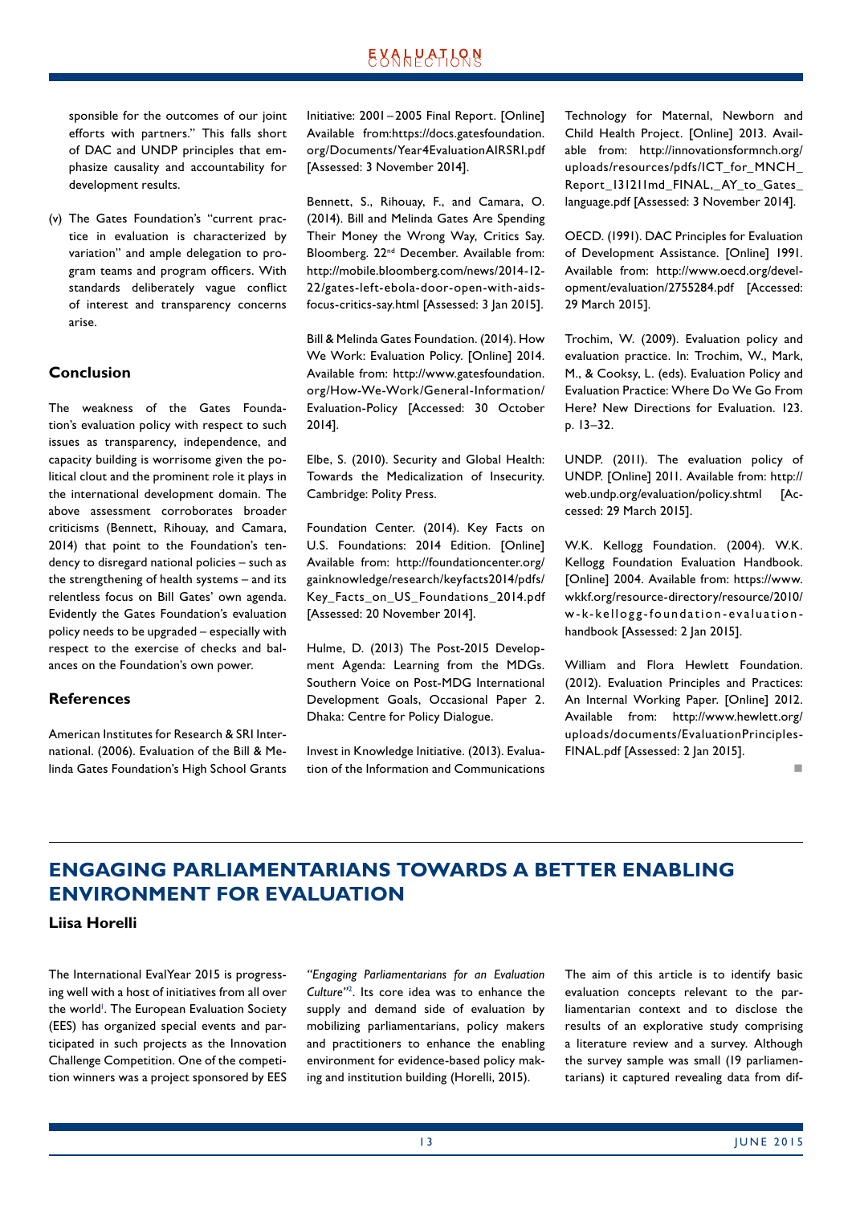sponsible for the outcomes of our joint efforts with partners." This falls short of DAC and UNDP principles that emphasize causality and accountability for development results.

(v) The Gates Foundation's "current practice in evaluation is characterized by variation" and ample delegation to program teams and program officers. With standards deliberately vague conflict of interest and transparency concerns arise.

### Conclusion

The weakness of the Gates Foundation's evaluation policy with respect to such issues as transparency, independence, and capacity building is worrisome given the political clout and the prominent role it plays in the international development domain. The above assessment corroborates broader criticisms (Bennett, Rihouay, and Camara, 2014) that point to the Foundation's tendency to disregard national policies – such as the strengthening of health systems – and its relentless focus on Bill Gates' own agenda. Evidently the Gates Foundation's evaluation policy needs to be upgraded – especially with respect to the exercise of checks and balances on the Foundation's own power.

### References

American Institutes for Research & SRI International. (2006). Evaluation of the Bill & Melinda Gates Foundation's High School Grants Initiative: 2001 – 2005 Final Report. [Online] Available from:https://docs.gatesfoundation.org/Documents/Year4EvaluationAIRSRI.pdf [Assessed: 3 November 2014].

Bennett, S., Rihouay, F., and Camara, O. (2014). Bill and Melinda Gates Are Spending Their Money the Wrong Way, Critics Say. Bloomberg. 22nd December. Available from: http://mobile.bloomberg.com/news/2014-12-22/gates-left-ebola-door-open-with-aids-focus-critics-say.html [Assessed: 3 Jan 2015].

Bill & Melinda Gates Foundation. (2014). How We Work: Evaluation Policy. [Online] 2014. Available from: http://www.gatesfoundation.org/How-We-Work/General-Information/Evaluation-Policy [Accessed: 30 October 2014].

Elbe, S. (2010). Security and Global Health: Towards the Medicalization of Insecurity. Cambridge: Polity Press.

Foundation Center. (2014). Key Facts on U.S. Foundations: 2014 Edition. [Online] Available from: http://foundationcenter.org/gainknowledge/research/keyfacts2014/pdfs/Key_Facts_on_US_Foundations_2014.pdf [Assessed: 20 November 2014].

Hulme, D. (2013) The Post-2015 Development Agenda: Learning from the MDGs. Southern Voice on Post-MDG International Development Goals, Occasional Paper 2. Dhaka: Centre for Policy Dialogue.

Invest in Knowledge Initiative. (2013). Evaluation of the Information and Communications Technology for Maternal, Newborn and Child Health Project. [Online] 2013. Available from: http://innovationsformnch.org/uploads/resources/pdfs/ICT_for_MNCH_Report_131211md_FINAL,_AY_to_Gates_language.pdf [Assessed: 3 November 2014].

OECD. (1991). DAC Principles for Evaluation of Development Assistance. [Online] 1991. Available from: http://www.oecd.org/development/evaluation/2755284.pdf [Accessed: 29 March 2015].

Trochim, W. (2009). Evaluation policy and evaluation practice. In: Trochim, W., Mark, M., & Cooksy, L. (eds). Evaluation Policy and Evaluation Practice: Where Do We Go From Here? New Directions for Evaluation. 123. p. 13–32.

UNDP. (2011). The evaluation policy of UNDP. [Online] 2011. Available from: http://web.undp.org/evaluation/policy.shtml [Accessed: 29 March 2015].

W.K. Kellogg Foundation. (2004). W.K. Kellogg Foundation Evaluation Handbook. [Online] 2004. Available from: https://www.wkkf.org/resource-directory/resource/2010/w-k-kellogg-foundation-evaluation-handbook [Assessed: 2 Jan 2015].

William and Flora Hewlett Foundation. (2012). Evaluation Principles and Practices: An Internal Working Paper. [Online] 2012. Available from: http://www.hewlett.org/uploads/documents/EvaluationPrinciples-FINAL.pdf [Assessed: 2 Jan 2015].

## ENGAGING PARLIAMENTARIANS TOWARDS A BETTER ENABLING ENVIRONMENT FOR EVALUATION

**Liisa Horelli**

The International EvalYear 2015 is progressing well with a host of initiatives from all over the world[1]. The European Evaluation Society (EES) has organized special events and participated in such projects as the Innovation Challenge Competition. One of the competition winners was a project sponsored by EES *"Engaging Parliamentarians for an Evaluation Culture"*[2]. Its core idea was to enhance the supply and demand side of evaluation by mobilizing parliamentarians, policy makers and practitioners to enhance the enabling environment for evidence-based policy making and institution building (Horelli, 2015).

The aim of this article is to identify basic evaluation concepts relevant to the parliamentarian context and to disclose the results of an explorative study comprising a literature review and a survey. Although the survey sample was small (19 parliamentarians) it captured revealing data from dif-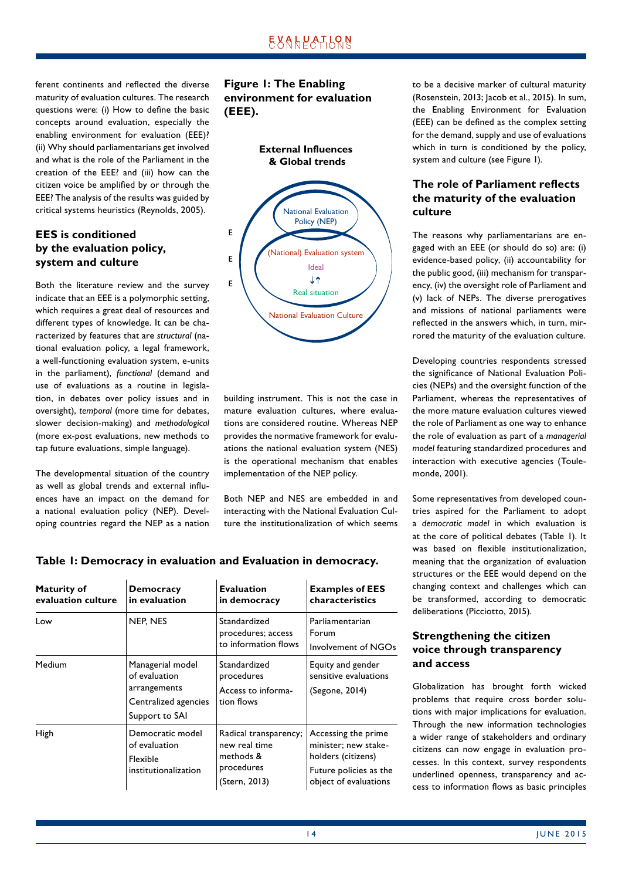ferent continents and reflected the diverse maturity of evaluation cultures. The research questions were: (i) How to define the basic concepts around evaluation, especially the enabling environment for evaluation (EEE)? (ii) Why should parliamentarians get involved and what is the role of the Parliament in the creation of the EEE? and (iii) how can the citizen voice be amplified by or through the EEE? The analysis of the results was guided by critical systems heuristics (Reynolds, 2005).

## EES is conditioned by the evaluation policy, system and culture

Both the literature review and the survey indicate that an EEE is a polymorphic setting, which requires a great deal of resources and different types of knowledge. It can be characterized by features that are *structural* (national evaluation policy, a legal framework, a well-functioning evaluation system, e-units in the parliament), *functional* (demand and use of evaluations as a routine in legislation, in debates over policy issues and in oversight), *temporal* (more time for debates, slower decision-making) and *methodological* (more ex-post evaluations, new methods to tap future evaluations, simple language).

The developmental situation of the country as well as global trends and external influences have an impact on the demand for a national evaluation policy (NEP). Developing countries regard the NEP as a nation building instrument. This is not the case in mature evaluation cultures, where evaluations are considered routine. Whereas NEP provides the normative framework for evaluations the national evaluation system (NES) is the operational mechanism that enables implementation of the NEP policy.

**Figure 1: The Enabling environment for evaluation (EEE).**

External Influences & Global trends

E E E

National Evaluation Policy (NEP)

(National) Evaluation system

Ideal ↓↑ Real situation

National Evaluation Culture

Both NEP and NES are embedded in and interacting with the National Evaluation Culture the institutionalization of which seems to be a decisive marker of cultural maturity (Rosenstein, 2013; Jacob et al., 2015). In sum, the Enabling Environment for Evaluation (EEE) can be defined as the complex setting for the demand, supply and use of evaluations which in turn is conditioned by the policy, system and culture (see Figure 1).

## The role of Parliament reflects the maturity of the evaluation culture

The reasons why parliamentarians are engaged with an EEE (or should do so) are: (i) evidence-based policy, (ii) accountability for the public good, (iii) mechanism for transparency, (iv) the oversight role of Parliament and (v) lack of NEPs. The diverse prerogatives and missions of national parliaments were reflected in the answers which, in turn, mirrored the maturity of the evaluation culture.

Developing countries respondents stressed the significance of National Evaluation Policies (NEPs) and the oversight function of the Parliament, whereas the representatives of the more mature evaluation cultures viewed the role of Parliament as one way to enhance the role of evaluation as part of a *managerial model* featuring standardized procedures and interaction with executive agencies (Toulemonde, 2001).

Some representatives from developed countries aspired for the Parliament to adopt a *democratic model* in which evaluation is at the core of political debates (Table 1). It was based on flexible institutionalization, meaning that the organization of evaluation structures or the EEE would depend on the changing context and challenges which can be transformed, according to democratic deliberations (Picciotto, 2015).

**Table 1: Democracy in evaluation and Evaluation in democracy.**

| Maturity of evaluation culture | Democracy in evaluation | Evaluation in democracy | Examples of EES characteristics |
|---|---|---|---|
| Low | NEP, NES | Standardized procedures; access to information flows | Parliamentarian Forum<br>Involvement of NGOs |
| Medium | Managerial model of evaluation arrangements<br>Centralized agencies<br>Support to SAI | Standardized procedures<br>Access to information flows | Equity and gender sensitive evaluations<br>(Segone, 2014) |
| High | Democratic model of evaluation<br>Flexible institutionalization | Radical transparency; new real time methods & procedures<br>(Stern, 2013) | Accessing the prime minister; new stakeholders (citizens)<br>Future policies as the object of evaluations |

## Strengthening the citizen voice through transparency and access

Globalization has brought forth wicked problems that require cross border solutions with major implications for evaluation. Through the new information technologies a wider range of stakeholders and ordinary citizens can now engage in evaluation processes. In this context, survey respondents underlined openness, transparency and access to information flows as basic principles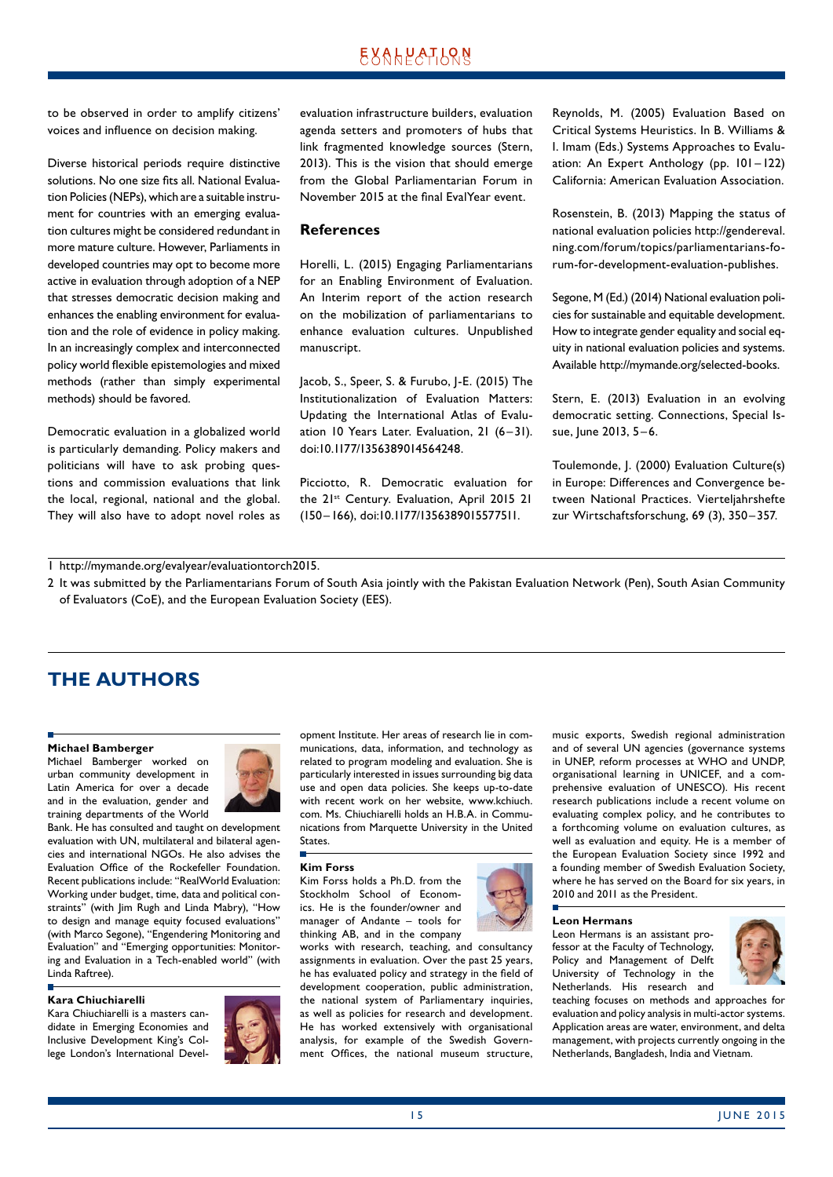to be observed in order to amplify citizens' voices and influence on decision making.

Diverse historical periods require distinctive solutions. No one size fits all. National Evaluation Policies (NEPs), which are a suitable instrument for countries with an emerging evaluation cultures might be considered redundant in more mature culture. However, Parliaments in developed countries may opt to become more active in evaluation through adoption of a NEP that stresses democratic decision making and enhances the enabling environment for evaluation and the role of evidence in policy making. In an increasingly complex and interconnected policy world flexible epistemologies and mixed methods (rather than simply experimental methods) should be favored.

Democratic evaluation in a globalized world is particularly demanding. Policy makers and politicians will have to ask probing questions and commission evaluations that link the local, regional, national and the global. They will also have to adopt novel roles as evaluation infrastructure builders, evaluation agenda setters and promoters of hubs that link fragmented knowledge sources (Stern, 2013). This is the vision that should emerge from the Global Parliamentarian Forum in November 2015 at the final EvalYear event.

## References

Horelli, L. (2015) Engaging Parliamentarians for an Enabling Environment of Evaluation. An Interim report of the action research on the mobilization of parliamentarians to enhance evaluation cultures. Unpublished manuscript.

Jacob, S., Speer, S. & Furubo, J-E. (2015) The Institutionalization of Evaluation Matters: Updating the International Atlas of Evaluation 10 Years Later. Evaluation, 21 (6–31). doi:10.1177/1356389014564248.

Picciotto, R. Democratic evaluation for the 21st Century. Evaluation, April 2015 21 (150–166), doi:10.1177/1356389015577511.

Reynolds, M. (2005) Evaluation Based on Critical Systems Heuristics. In B. Williams & I. Imam (Eds.) Systems Approaches to Evaluation: An Expert Anthology (pp. 101–122) California: American Evaluation Association.

Rosenstein, B. (2013) Mapping the status of national evaluation policies http://gendereval.ning.com/forum/topics/parliamentarians-forum-for-development-evaluation-publishes.

Segone, M (Ed.) (2014) National evaluation policies for sustainable and equitable development. How to integrate gender equality and social equity in national evaluation policies and systems. Available http://mymande.org/selected-books.

Stern, E. (2013) Evaluation in an evolving democratic setting. Connections, Special Issue, June 2013, 5–6.

Toulemonde, J. (2000) Evaluation Culture(s) in Europe: Differences and Convergence between National Practices. Vierteljahrsheft zur Wirtschaftsforschung, 69 (3), 350–357.

1 http://mymande.org/evalyear/evaluationtorch2015.

2 It was submitted by the Parliamentarians Forum of South Asia jointly with the Pakistan Evaluation Network (Pen), South Asian Community of Evaluators (CoE), and the European Evaluation Society (EES).

## THE AUTHORS

**Michael Bamberger**
Michael Bamberger worked on urban community development in Latin America for over a decade and in the evaluation, gender and training departments of the World Bank. He has consulted and taught on development evaluation with UN, multilateral and bilateral agencies and international NGOs. He also advises the Evaluation Office of the Rockefeller Foundation. Recent publications include: "RealWorld Evaluation: Working under budget, time, data and political constraints" (with Jim Rugh and Linda Mabry), "How to design and manage equity focused evaluations" (with Marco Segone), "Engendering Monitoring and Evaluation" and "Emerging opportunities: Monitoring and Evaluation in a Tech-enabled world" (with Linda Raftree).

**Kara Chiuchiarelli**
Kara Chiuchiarelli is a masters candidate in Emerging Economies and Inclusive Development King's College London's International Development Institute. Her areas of research lie in communications, data, information, and technology as related to program modeling and evaluation. She is particularly interested in issues surrounding big data use and open data policies. She keeps up-to-date with recent work on her website, www.kchiuch.com. Ms. Chiuchiarelli holds an H.B.A. in Communications from Marquette University in the United States.

**Kim Forss**
Kim Forss holds a Ph.D. from the Stockholm School of Economics. He is the founder/owner and manager of Andante – tools for thinking AB, and in the company works with research, teaching, and consultancy assignments in evaluation. Over the past 25 years, he has evaluated policy and strategy in the field of development cooperation, public administration, the national system of Parliamentary inquiries, as well as policies for research and development. He has worked extensively with organisational analysis, for example of the Swedish Government Offices, the national museum structure, music exports, Swedish regional administration and of several UN agencies (governance systems in UNEP, reform processes at WHO and UNDP, organisational learning in UNICEF, and a comprehensive evaluation of UNESCO). His recent research publications include a recent volume on evaluating complex policy, and he contributes to a forthcoming volume on evaluation cultures, as well as evaluation and equity. He is a member of the European Evaluation Society since 1992 and a founding member of Swedish Evaluation Society, where he has served on the Board for six years, in 2010 and 2011 as the President.

**Leon Hermans**
Leon Hermans is an assistant professor at the Faculty of Technology, Policy and Management of Delft University of Technology in the Netherlands. His research and teaching focuses on methods and approaches for evaluation and policy analysis in multi-actor systems. Application areas are water, environment, and delta management, with projects currently ongoing in the Netherlands, Bangladesh, India and Vietnam.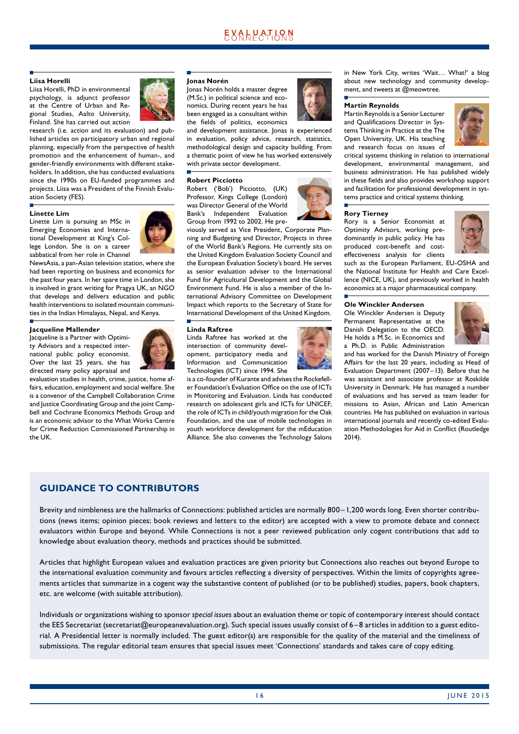### Liisa Horelli

Liisa Horelli, PhD in environmental psychology, is adjunct professor at the Centre of Urban and Regional Studies, Aalto University, Finland. She has carried out action research (i.e. action and its evaluation) and published articles on participatory urban and regional planning, especially from the perspective of health promotion and the enhancement of human-, and gender-friendly environments with different stakeholders. In addition, she has conducted evaluations since the 1990s on EU-funded programmes and projects. Liisa was a President of the Finnish Evaluation Society (FES).

### Linette Lim

Linette Lim is pursuing an MSc in Emerging Economies and International Development at King's College London. She is on a career sabbatical from her role in Channel NewsAsia, a pan-Asian television station, where she had been reporting on business and economics for the past four years. In her spare time in London, she is involved in grant writing for Pragya UK, an NGO that develops and delivers education and public health interventions to isolated mountain communities in the Indian Himalayas, Nepal, and Kenya.

### Jacqueline Mallender

Jacqueline is a Partner with Optimity Advisors and a respected international public policy economist. Over the last 25 years, she has directed many policy appraisal and evaluation studies in health, crime, justice, home affairs, education, employment and social welfare. She is a convenor of the Campbell Collaboration Crime and Justice Coordinating Group and the joint Campbell and Cochrane Economics Methods Group and is an economic advisor to the What Works Centre for Crime Reduction Commissioned Partnership in the UK.

### Jonas Norén

Jonas Norén holds a master degree (M.Sc.) in political science and economics. During recent years he has been engaged as a consultant within the fields of politics, economics and development assistance. Jonas is experienced in evaluation, policy advice, research, statistics, methodological design and capacity building. From a thematic point of view he has worked extensively with private sector development.

### Robert Picciotto

Robert ('Bob') Picciotto, (UK) Professor, Kings College (London) was Director General of the World Bank's Independent Evaluation Group from 1992 to 2002. He previously served as Vice President, Corporate Planning and Budgeting and Director, Projects in three of the World Bank's Regions. He currently sits on the United Kingdom Evaluation Society Council and the European Evaluation Society's board. He serves as senior evaluation adviser to the International Fund for Agricultural Development and the Global Environment Fund. He is also a member of the International Advisory Committee on Development Impact which reports to the Secretary of State for International Development of the United Kingdom.

### Linda Raftree

Linda Raftree has worked at the intersection of community development, participatory media and Information and Communication Technologies (ICT) since 1994. She is a co-founder of Kurante and advises the Rockefeller Foundation's Evaluation Office on the use of ICTs in Monitoring and Evaluation. Linda has conducted research on adolescent girls and ICTs for UNICEF, the role of ICTs in child/youth migration for the Oak Foundation, and the use of mobile technologies in youth workforce development for the mEducation Alliance. She also convenes the Technology Salons in New York City, writes 'Wait… What?' a blog about new technology and community development, and tweets at @meowtree.

### Martin Reynolds

Martin Reynolds is a Senior Lecturer and Qualifications Director in Systems Thinking in Practice at the The Open University, UK. His teaching and research focus on issues of critical systems thinking in relation to international development, environmental management, and business administration. He has published widely in these fields and also provides workshop support and facilitation for professional development in systems practice and critical systems thinking.

### Rory Tierney

Rory is a Senior Economist at Optimity Advisors, working predominantly in public policy. He has produced cost-benefit and cost-effectiveness analysis for clients such as the European Parliament, EU-OSHA and the National Institute for Health and Care Excellence (NICE, UK), and previously worked in health economics at a major pharmaceutical company.

### Ole Winckler Andersen

Ole Winckler Andersen is Deputy Permanent Representative at the Danish Delegation to the OECD. He holds a M.Sc. in Economics and a Ph.D. in Public Administration and has worked for the Danish Ministry of Foreign Affairs for the last 20 years, including as Head of Evaluation Department (2007–13). Before that he was assistant and associate professor at Roskilde University in Denmark. He has managed a number of evaluations and has served as team leader for missions to Asian, African and Latin American countries. He has published on evaluation in various international journals and recently co-edited Evaluation Methodologies for Aid in Conflict (Routledge 2014).

## GUIDANCE TO CONTRIBUTORS

Brevity and nimbleness are the hallmarks of Connections: published articles are normally 800–1,200 words long. Even shorter contributions (news items; opinion pieces; book reviews and letters to the editor) are accepted with a view to promote debate and connect evaluators within Europe and beyond. While Connections is not a peer reviewed publication only cogent contributions that add to knowledge about evaluation theory, methods and practices should be submitted.

Articles that highlight European values and evaluation practices are given priority but Connections also reaches out beyond Europe to the international evaluation community and favours articles reflecting a diversity of perspectives. Within the limits of copyrights agreements articles that summarize in a cogent way the substantive content of published (or to be published) studies, papers, book chapters, etc. are welcome (with suitable attribution).

Individuals or organizations wishing to sponsor *special issues* about an evaluation theme or topic of contemporary interest should contact the EES Secretariat (secretariat@europeanevaluation.org). Such special issues usually consist of 6–8 articles in addition to a guest editorial. A Presidential letter is normally included. The guest editor(s) are responsible for the quality of the material and the timeliness of submissions. The regular editorial team ensures that special issues meet 'Connections' standards and takes care of copy editing.